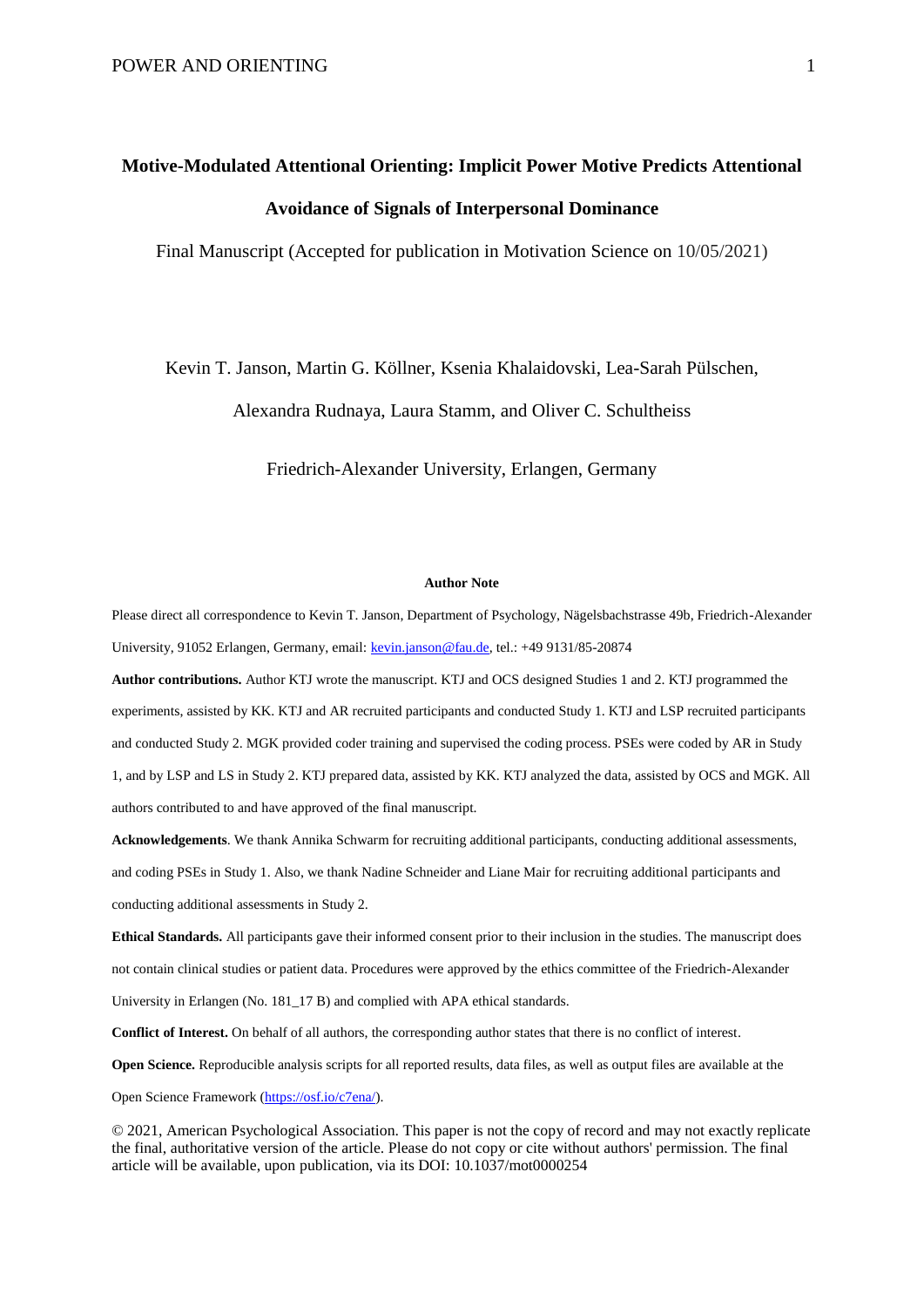# Motive-Modulated Attentional Orienting: Implicit Power Motive Predicts Attentional Avoidance of Signals of Interpersonal Dominance

Final Manuscript (Accepted for publication in Motivation Science on 10/05/2021)

Kevin T. Janson, Martin G. Köllner, Ksenia Khalaidovski, Lea-Sarah Pülschen, Alexandra Rudnaya, Laura Stamm, and Oliver C. Schultheiss

Friedrich-Alexander University, Erlangen, Germany

**Author Note**

Please direct all correspondence to Kevin T. Janson, Department of Psychology, Nägelsbachstrasse 49b, Friedrich-Alexander University, 91052 Erlangen, Germany, email: kevin.janson@fau.de, tel.: +49 9131/85-20874

**Author contributions.** Author KTJ wrote the manuscript. KTJ and OCS designed Studies 1 and 2. KTJ programmed the experiments, assisted by KK. KTJ and AR recruited participants and conducted Study 1. KTJ and LSP recruited participants and conducted Study 2. MGK provided coder training and supervised the coding process. PSEs were coded by AR in Study 1, and by LSP and LS in Study 2. KTJ prepared data, assisted by KK. KTJ analyzed the data, assisted by OCS and MGK. All authors contributed to and have approved of the final manuscript.

**Acknowledgements**. We thank Annika Schwarm for recruiting additional participants, conducting additional assessments, and coding PSEs in Study 1. Also, we thank Nadine Schneider and Liane Mair for recruiting additional participants and conducting additional assessments in Study 2.

**Ethical Standards.** All participants gave their informed consent prior to their inclusion in the studies. The manuscript does not contain clinical studies or patient data. Procedures were approved by the ethics committee of the Friedrich-Alexander University in Erlangen (No. 181_17 B) and complied with APA ethical standards.

**Conflict of Interest.** On behalf of all authors, the corresponding author states that there is no conflict of interest.

**Open Science.** Reproducible analysis scripts for all reported results, data files, as well as output files are available at the Open Science Framework (https://osf.io/c7ena/).

© 2021, American Psychological Association. This paper is not the copy of record and may not exactly replicate the final, authoritative version of the article. Please do not copy or cite without authors' permission. The final article will be available, upon publication, via its DOI: 10.1037/mot0000254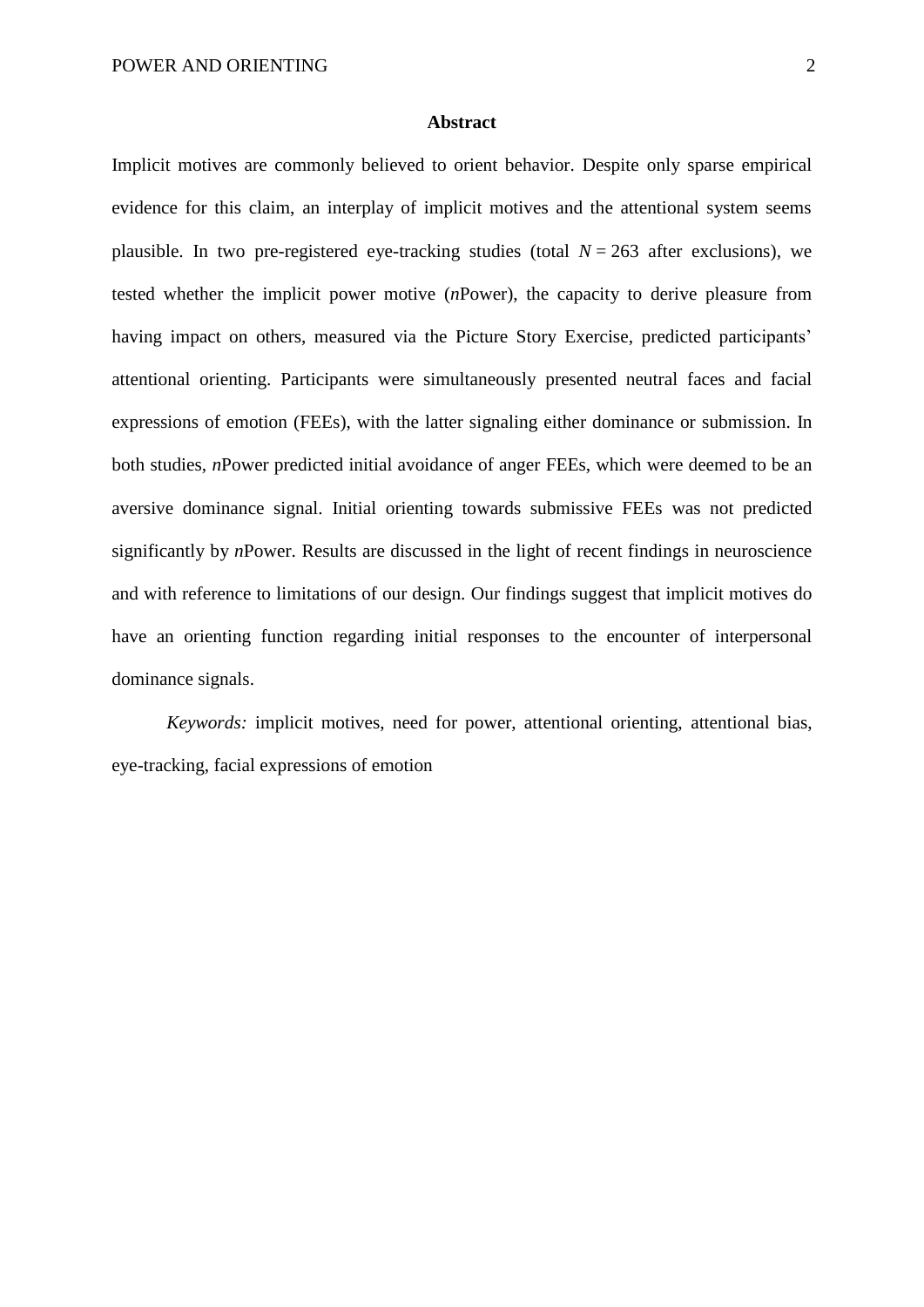## Abstract

Implicit motives are commonly believed to orient behavior. Despite only sparse empirical evidence for this claim, an interplay of implicit motives and the attentional system seems plausible. In two pre-registered eye-tracking studies (total $N = 263$ after exclusions), we tested whether the implicit power motive (*n*Power), the capacity to derive pleasure from having impact on others, measured via the Picture Story Exercise, predicted participants' attentional orienting. Participants were simultaneously presented neutral faces and facial expressions of emotion (FEEs), with the latter signaling either dominance or submission. In both studies, *n*Power predicted initial avoidance of anger FEEs, which were deemed to be an aversive dominance signal. Initial orienting towards submissive FEEs was not predicted significantly by *n*Power. Results are discussed in the light of recent findings in neuroscience and with reference to limitations of our design. Our findings suggest that implicit motives do have an orienting function regarding initial responses to the encounter of interpersonal dominance signals.

*Keywords:* implicit motives, need for power, attentional orienting, attentional bias, eye-tracking, facial expressions of emotion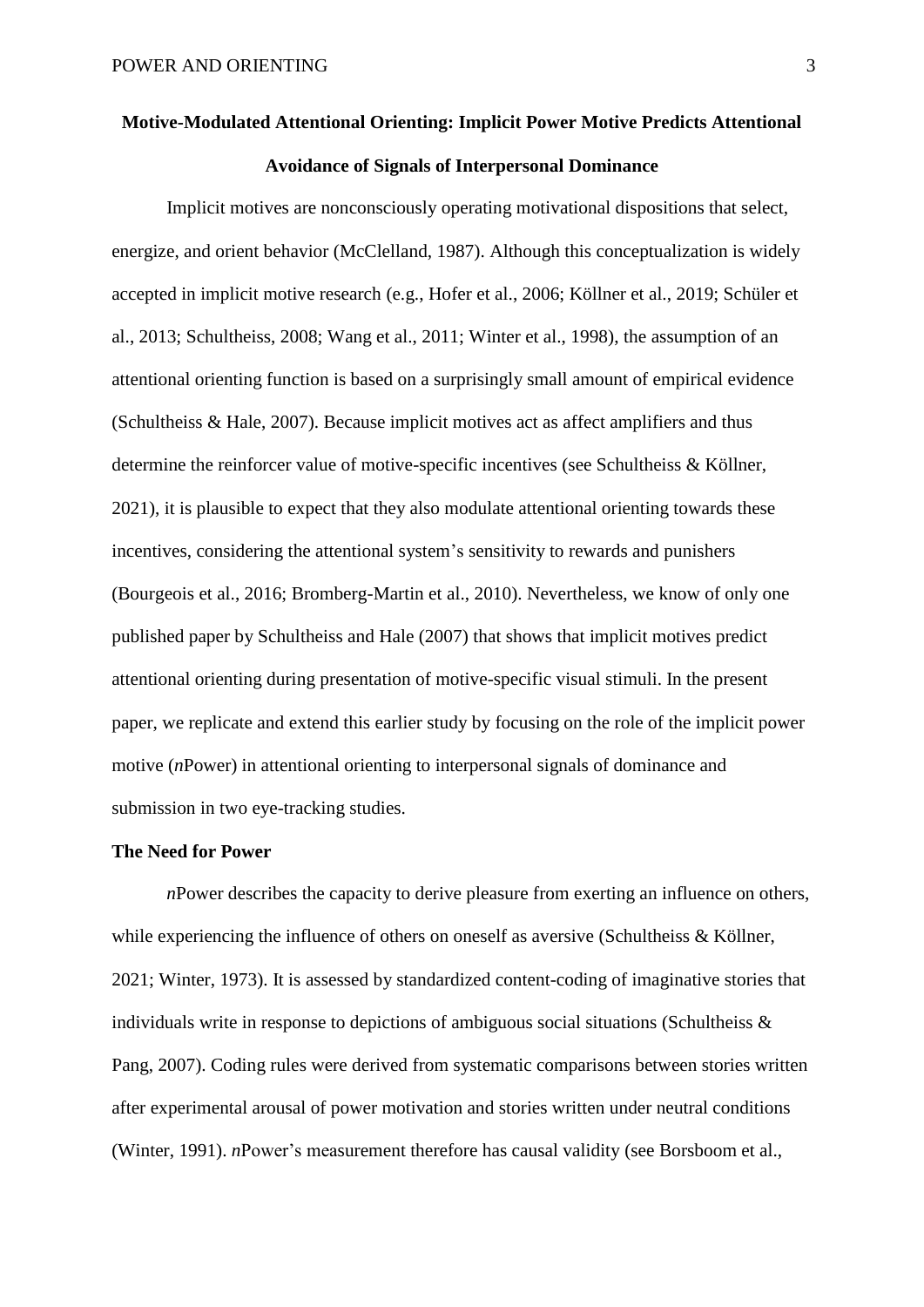# Motive-Modulated Attentional Orienting: Implicit Power Motive Predicts Attentional Avoidance of Signals of Interpersonal Dominance

Implicit motives are nonconsciously operating motivational dispositions that select, energize, and orient behavior (McClelland, 1987). Although this conceptualization is widely accepted in implicit motive research (e.g., Hofer et al., 2006; Köllner et al., 2019; Schüler et al., 2013; Schultheiss, 2008; Wang et al., 2011; Winter et al., 1998), the assumption of an attentional orienting function is based on a surprisingly small amount of empirical evidence (Schultheiss & Hale, 2007). Because implicit motives act as affect amplifiers and thus determine the reinforcer value of motive-specific incentives (see Schultheiss & Köllner, 2021), it is plausible to expect that they also modulate attentional orienting towards these incentives, considering the attentional system's sensitivity to rewards and punishers (Bourgeois et al., 2016; Bromberg-Martin et al., 2010). Nevertheless, we know of only one published paper by Schultheiss and Hale (2007) that shows that implicit motives predict attentional orienting during presentation of motive-specific visual stimuli. In the present paper, we replicate and extend this earlier study by focusing on the role of the implicit power motive (*n*Power) in attentional orienting to interpersonal signals of dominance and submission in two eye-tracking studies.

## The Need for Power

*n*Power describes the capacity to derive pleasure from exerting an influence on others, while experiencing the influence of others on oneself as aversive (Schultheiss & Köllner, 2021; Winter, 1973). It is assessed by standardized content-coding of imaginative stories that individuals write in response to depictions of ambiguous social situations (Schultheiss & Pang, 2007). Coding rules were derived from systematic comparisons between stories written after experimental arousal of power motivation and stories written under neutral conditions (Winter, 1991). *n*Power's measurement therefore has causal validity (see Borsboom et al.,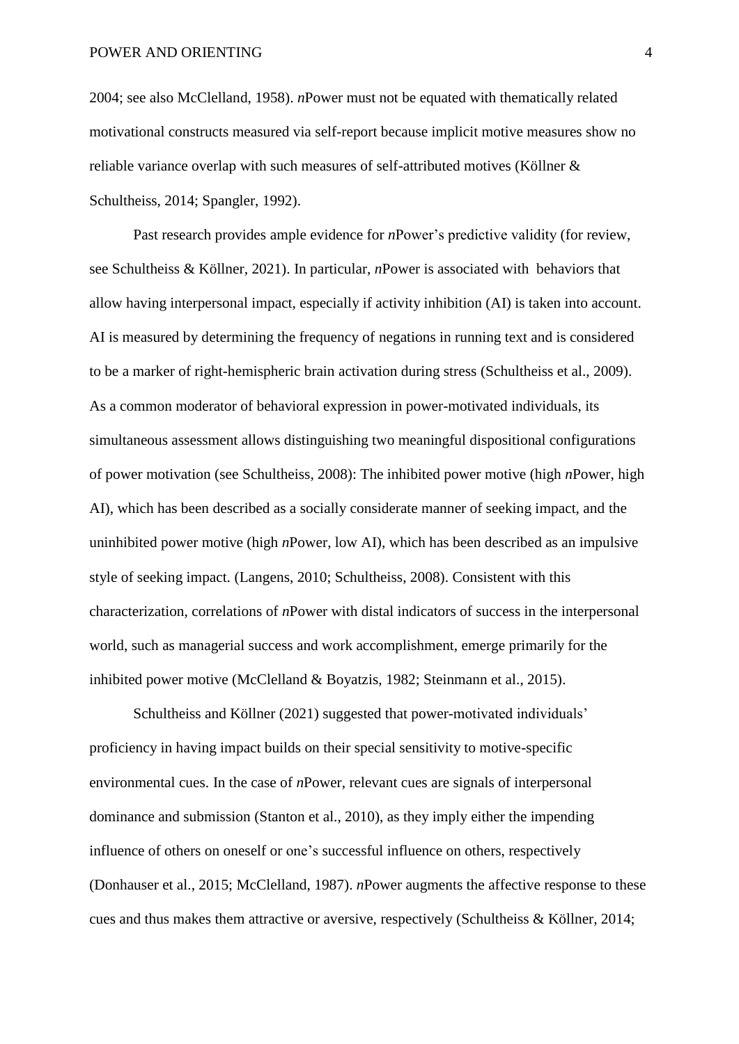2004; see also McClelland, 1958). *n*Power must not be equated with thematically related motivational constructs measured via self-report because implicit motive measures show no reliable variance overlap with such measures of self-attributed motives (Köllner & Schultheiss, 2014; Spangler, 1992).

Past research provides ample evidence for *n*Power's predictive validity (for review, see Schultheiss & Köllner, 2021). In particular, *n*Power is associated with behaviors that allow having interpersonal impact, especially if activity inhibition (AI) is taken into account. AI is measured by determining the frequency of negations in running text and is considered to be a marker of right-hemispheric brain activation during stress (Schultheiss et al., 2009). As a common moderator of behavioral expression in power-motivated individuals, its simultaneous assessment allows distinguishing two meaningful dispositional configurations of power motivation (see Schultheiss, 2008): The inhibited power motive (high *n*Power, high AI), which has been described as a socially considerate manner of seeking impact, and the uninhibited power motive (high *n*Power, low AI), which has been described as an impulsive style of seeking impact. (Langens, 2010; Schultheiss, 2008). Consistent with this characterization, correlations of *n*Power with distal indicators of success in the interpersonal world, such as managerial success and work accomplishment, emerge primarily for the inhibited power motive (McClelland & Boyatzis, 1982; Steinmann et al., 2015).

Schultheiss and Köllner (2021) suggested that power-motivated individuals' proficiency in having impact builds on their special sensitivity to motive-specific environmental cues. In the case of *n*Power, relevant cues are signals of interpersonal dominance and submission (Stanton et al., 2010), as they imply either the impending influence of others on oneself or one's successful influence on others, respectively (Donhauser et al., 2015; McClelland, 1987). *n*Power augments the affective response to these cues and thus makes them attractive or aversive, respectively (Schultheiss & Köllner, 2014;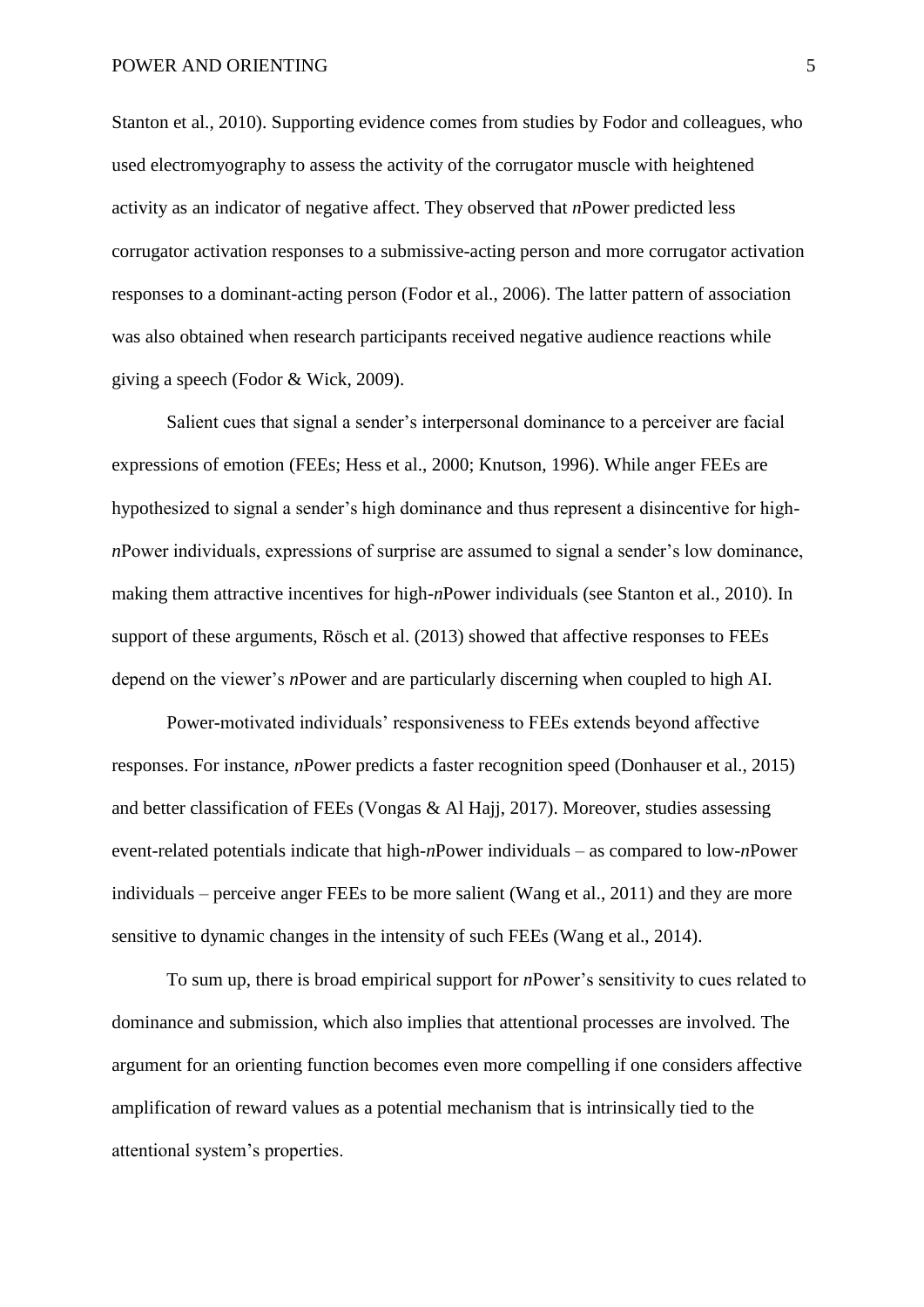Stanton et al., 2010). Supporting evidence comes from studies by Fodor and colleagues, who used electromyography to assess the activity of the corrugator muscle with heightened activity as an indicator of negative affect. They observed that *n*Power predicted less corrugator activation responses to a submissive-acting person and more corrugator activation responses to a dominant-acting person (Fodor et al., 2006). The latter pattern of association was also obtained when research participants received negative audience reactions while giving a speech (Fodor & Wick, 2009).

Salient cues that signal a sender's interpersonal dominance to a perceiver are facial expressions of emotion (FEEs; Hess et al., 2000; Knutson, 1996). While anger FEEs are hypothesized to signal a sender's high dominance and thus represent a disincentive for high-*n*Power individuals, expressions of surprise are assumed to signal a sender's low dominance, making them attractive incentives for high-*n*Power individuals (see Stanton et al., 2010). In support of these arguments, Rösch et al. (2013) showed that affective responses to FEEs depend on the viewer's *n*Power and are particularly discerning when coupled to high AI.

Power-motivated individuals' responsiveness to FEEs extends beyond affective responses. For instance, *n*Power predicts a faster recognition speed (Donhauser et al., 2015) and better classification of FEEs (Vongas & Al Hajj, 2017). Moreover, studies assessing event-related potentials indicate that high-*n*Power individuals – as compared to low-*n*Power individuals – perceive anger FEEs to be more salient (Wang et al., 2011) and they are more sensitive to dynamic changes in the intensity of such FEEs (Wang et al., 2014).

To sum up, there is broad empirical support for *n*Power's sensitivity to cues related to dominance and submission, which also implies that attentional processes are involved. The argument for an orienting function becomes even more compelling if one considers affective amplification of reward values as a potential mechanism that is intrinsically tied to the attentional system's properties.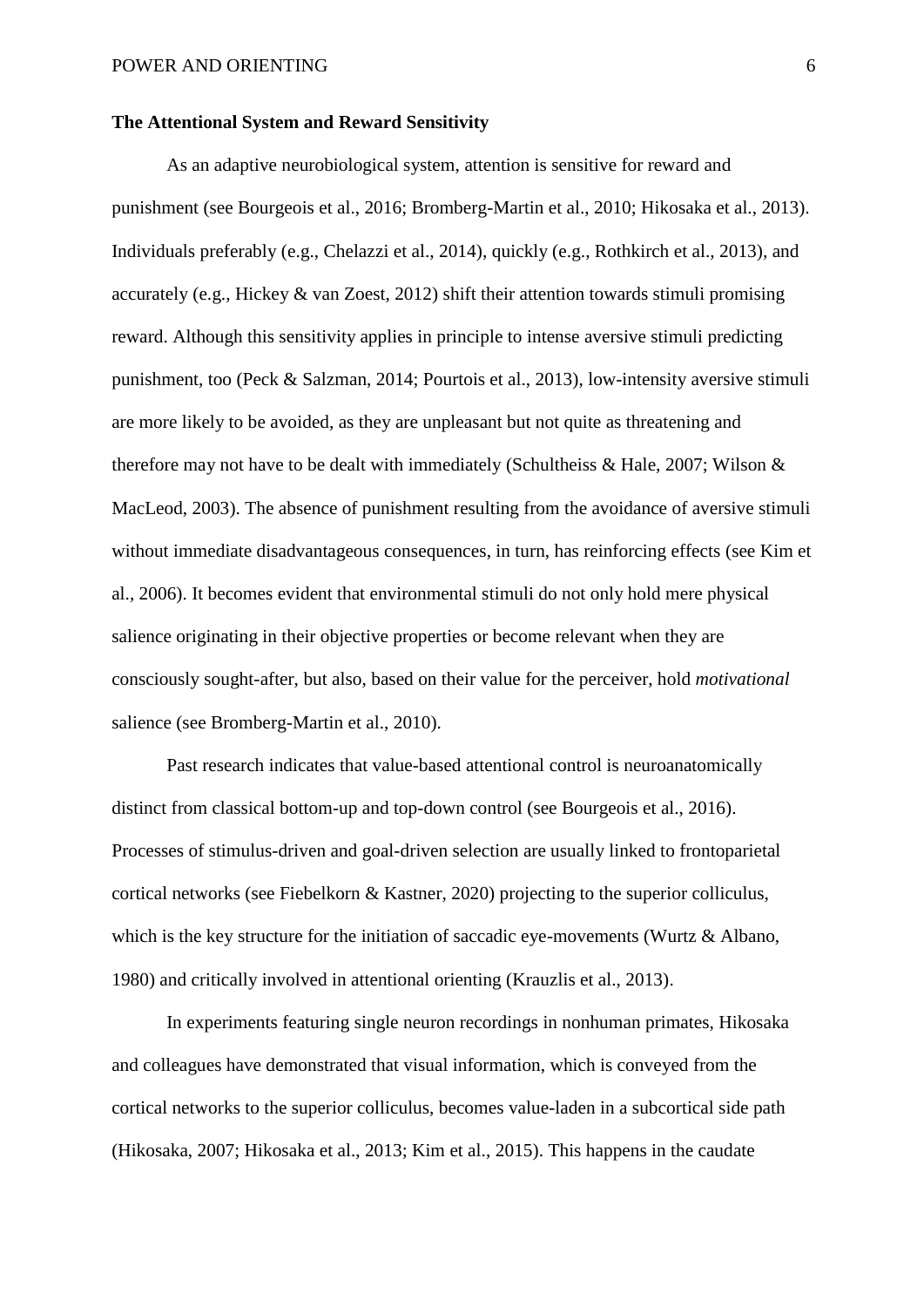**The Attentional System and Reward Sensitivity**

As an adaptive neurobiological system, attention is sensitive for reward and punishment (see Bourgeois et al., 2016; Bromberg-Martin et al., 2010; Hikosaka et al., 2013). Individuals preferably (e.g., Chelazzi et al., 2014), quickly (e.g., Rothkirch et al., 2013), and accurately (e.g., Hickey & van Zoest, 2012) shift their attention towards stimuli promising reward. Although this sensitivity applies in principle to intense aversive stimuli predicting punishment, too (Peck & Salzman, 2014; Pourtois et al., 2013), low-intensity aversive stimuli are more likely to be avoided, as they are unpleasant but not quite as threatening and therefore may not have to be dealt with immediately (Schultheiss & Hale, 2007; Wilson & MacLeod, 2003). The absence of punishment resulting from the avoidance of aversive stimuli without immediate disadvantageous consequences, in turn, has reinforcing effects (see Kim et al., 2006). It becomes evident that environmental stimuli do not only hold mere physical salience originating in their objective properties or become relevant when they are consciously sought-after, but also, based on their value for the perceiver, hold *motivational* salience (see Bromberg-Martin et al., 2010).

Past research indicates that value-based attentional control is neuroanatomically distinct from classical bottom-up and top-down control (see Bourgeois et al., 2016). Processes of stimulus-driven and goal-driven selection are usually linked to frontoparietal cortical networks (see Fiebelkorn & Kastner, 2020) projecting to the superior colliculus, which is the key structure for the initiation of saccadic eye-movements (Wurtz & Albano, 1980) and critically involved in attentional orienting (Krauzlis et al., 2013).

In experiments featuring single neuron recordings in nonhuman primates, Hikosaka and colleagues have demonstrated that visual information, which is conveyed from the cortical networks to the superior colliculus, becomes value-laden in a subcortical side path (Hikosaka, 2007; Hikosaka et al., 2013; Kim et al., 2015). This happens in the caudate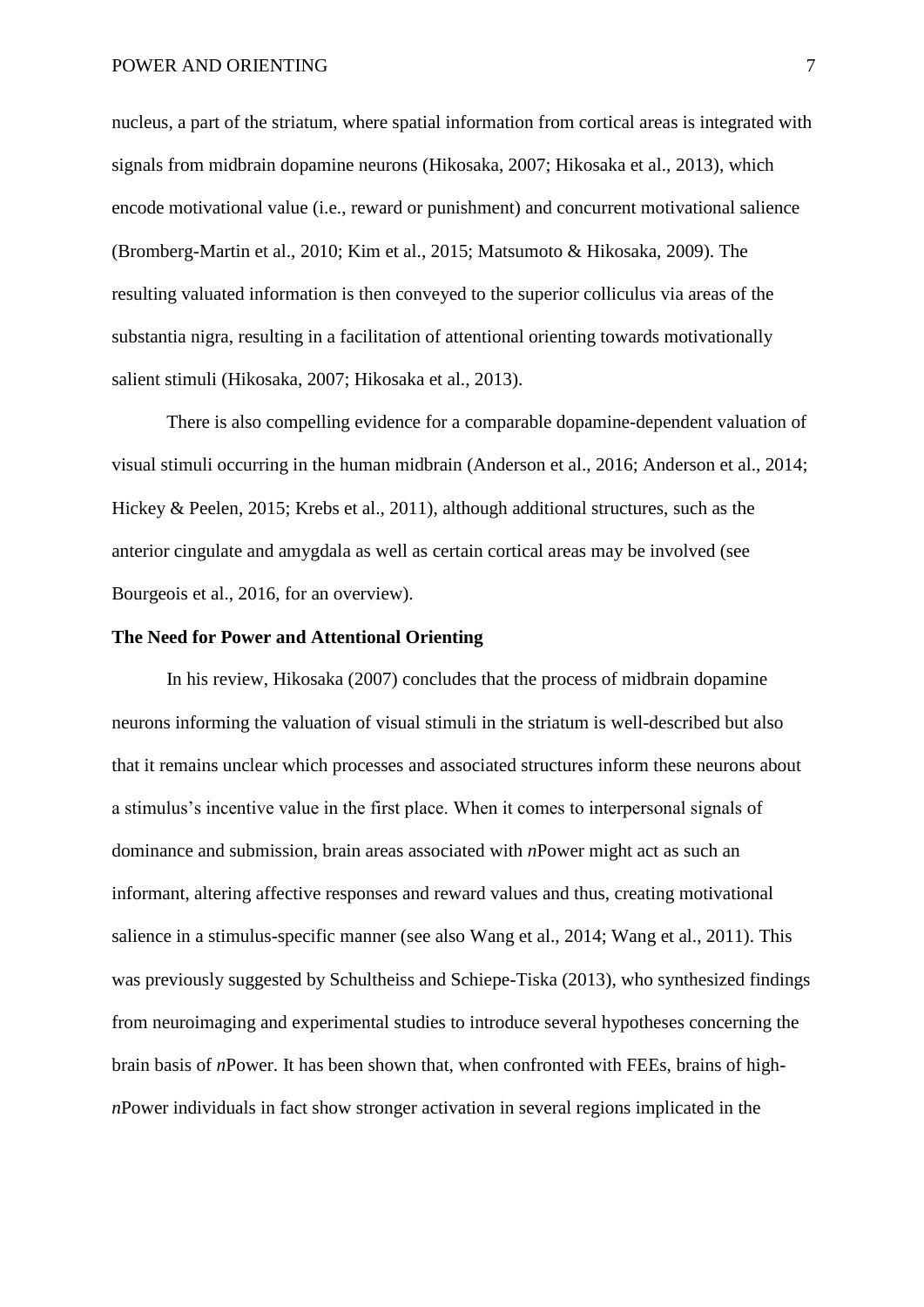nucleus, a part of the striatum, where spatial information from cortical areas is integrated with signals from midbrain dopamine neurons (Hikosaka, 2007; Hikosaka et al., 2013), which encode motivational value (i.e., reward or punishment) and concurrent motivational salience (Bromberg-Martin et al., 2010; Kim et al., 2015; Matsumoto & Hikosaka, 2009). The resulting valuated information is then conveyed to the superior colliculus via areas of the substantia nigra, resulting in a facilitation of attentional orienting towards motivationally salient stimuli (Hikosaka, 2007; Hikosaka et al., 2013).

There is also compelling evidence for a comparable dopamine-dependent valuation of visual stimuli occurring in the human midbrain (Anderson et al., 2016; Anderson et al., 2014; Hickey & Peelen, 2015; Krebs et al., 2011), although additional structures, such as the anterior cingulate and amygdala as well as certain cortical areas may be involved (see Bourgeois et al., 2016, for an overview).

## The Need for Power and Attentional Orienting

In his review, Hikosaka (2007) concludes that the process of midbrain dopamine neurons informing the valuation of visual stimuli in the striatum is well-described but also that it remains unclear which processes and associated structures inform these neurons about a stimulus's incentive value in the first place. When it comes to interpersonal signals of dominance and submission, brain areas associated with *n*Power might act as such an informant, altering affective responses and reward values and thus, creating motivational salience in a stimulus-specific manner (see also Wang et al., 2014; Wang et al., 2011). This was previously suggested by Schultheiss and Schiepe-Tiska (2013), who synthesized findings from neuroimaging and experimental studies to introduce several hypotheses concerning the brain basis of *n*Power. It has been shown that, when confronted with FEEs, brains of high-*n*Power individuals in fact show stronger activation in several regions implicated in the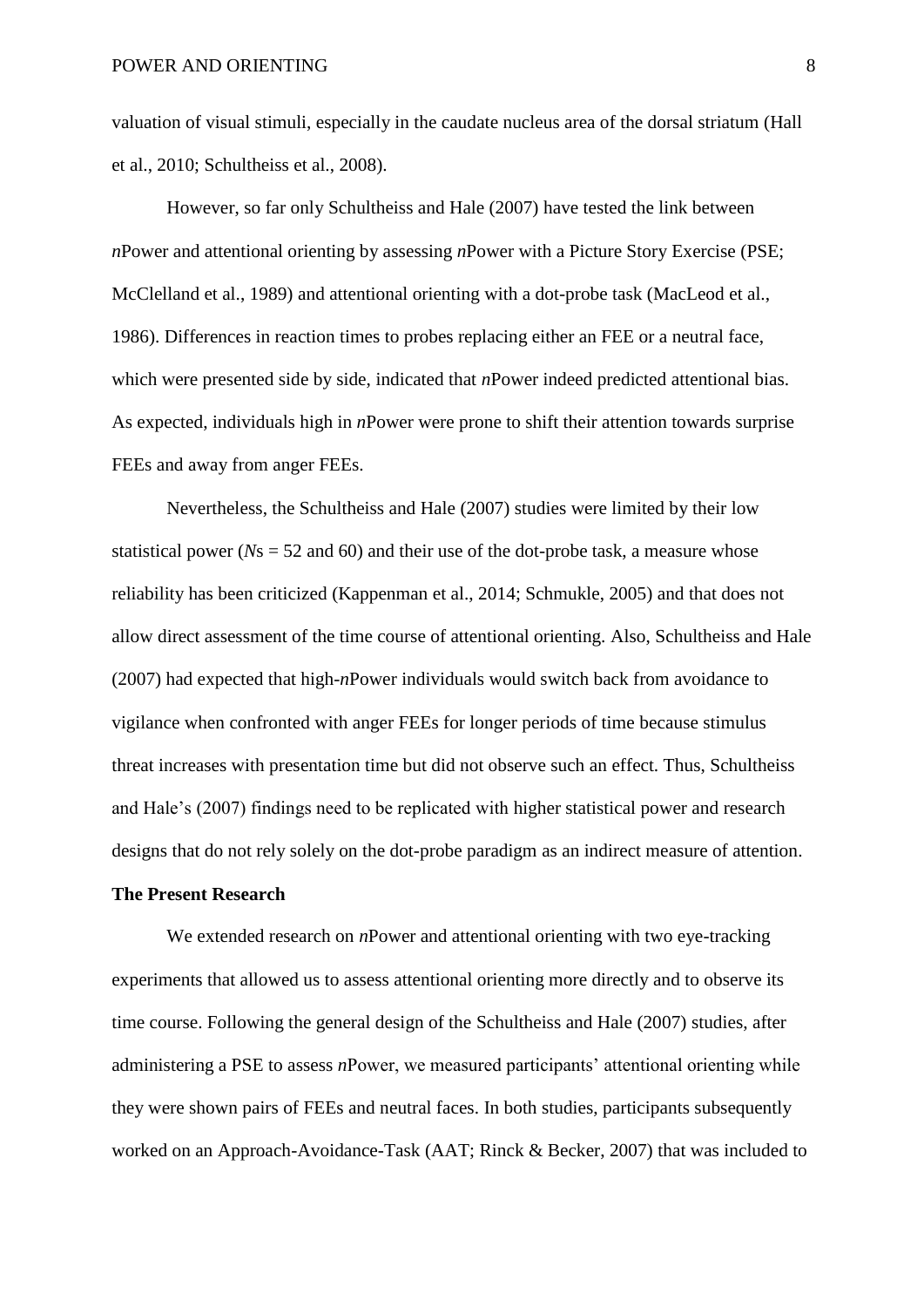valuation of visual stimuli, especially in the caudate nucleus area of the dorsal striatum (Hall et al., 2010; Schultheiss et al., 2008).

However, so far only Schultheiss and Hale (2007) have tested the link between *n*Power and attentional orienting by assessing *n*Power with a Picture Story Exercise (PSE; McClelland et al., 1989) and attentional orienting with a dot-probe task (MacLeod et al., 1986). Differences in reaction times to probes replacing either an FEE or a neutral face, which were presented side by side, indicated that *n*Power indeed predicted attentional bias. As expected, individuals high in *n*Power were prone to shift their attention towards surprise FEEs and away from anger FEEs.

Nevertheless, the Schultheiss and Hale (2007) studies were limited by their low statistical power (*N*s = 52 and 60) and their use of the dot-probe task, a measure whose reliability has been criticized (Kappenman et al., 2014; Schmukle, 2005) and that does not allow direct assessment of the time course of attentional orienting. Also, Schultheiss and Hale (2007) had expected that high-*n*Power individuals would switch back from avoidance to vigilance when confronted with anger FEEs for longer periods of time because stimulus threat increases with presentation time but did not observe such an effect. Thus, Schultheiss and Hale's (2007) findings need to be replicated with higher statistical power and research designs that do not rely solely on the dot-probe paradigm as an indirect measure of attention.

## The Present Research

We extended research on *n*Power and attentional orienting with two eye-tracking experiments that allowed us to assess attentional orienting more directly and to observe its time course. Following the general design of the Schultheiss and Hale (2007) studies, after administering a PSE to assess *n*Power, we measured participants' attentional orienting while they were shown pairs of FEEs and neutral faces. In both studies, participants subsequently worked on an Approach-Avoidance-Task (AAT; Rinck & Becker, 2007) that was included to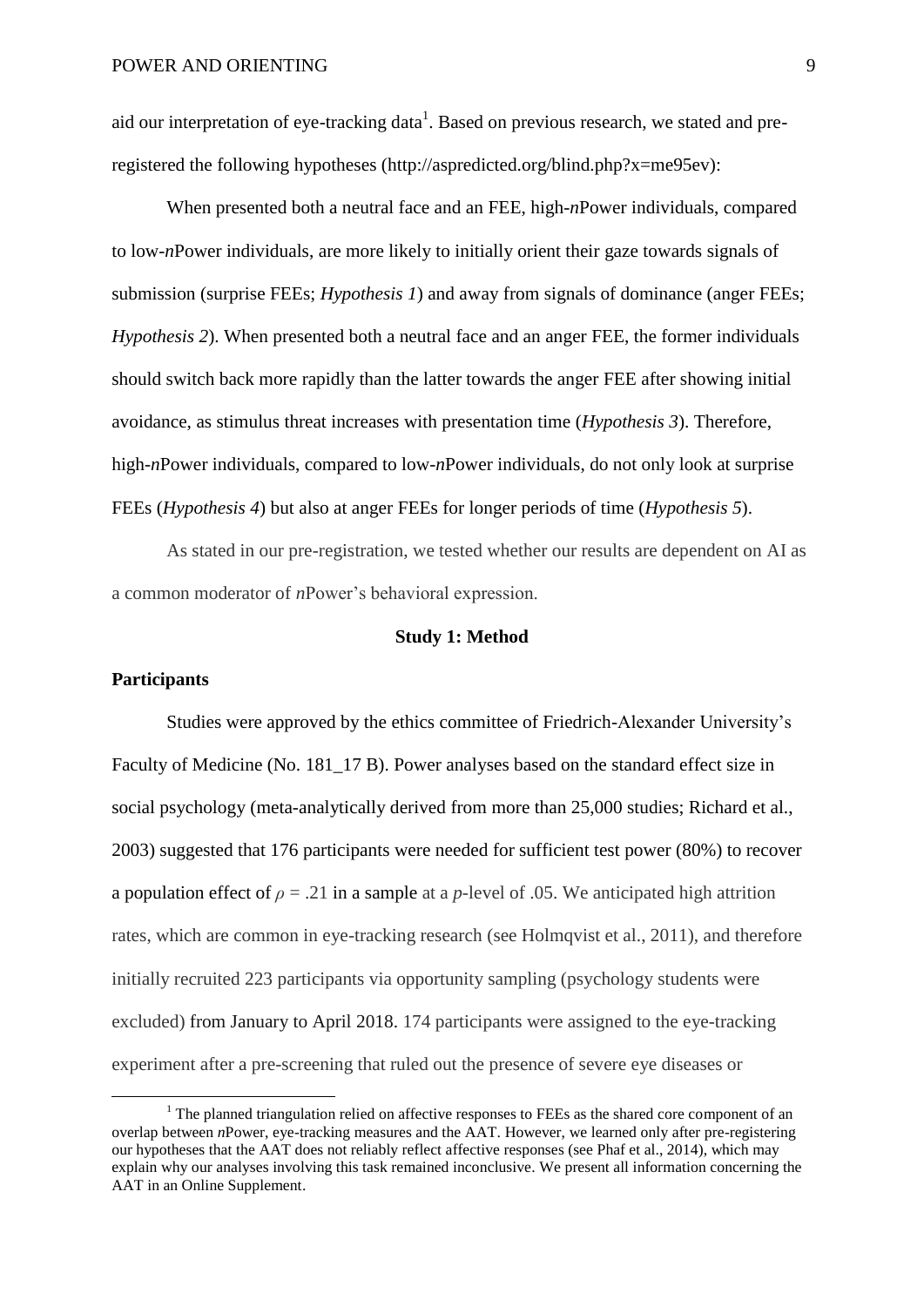aid our interpretation of eye-tracking data[1]. Based on previous research, we stated and pre-registered the following hypotheses (http://aspredicted.org/blind.php?x=me95ev):

When presented both a neutral face and an FEE, high-*n*Power individuals, compared to low-*n*Power individuals, are more likely to initially orient their gaze towards signals of submission (surprise FEEs; *Hypothesis 1*) and away from signals of dominance (anger FEEs; *Hypothesis 2*). When presented both a neutral face and an anger FEE, the former individuals should switch back more rapidly than the latter towards the anger FEE after showing initial avoidance, as stimulus threat increases with presentation time (*Hypothesis 3*). Therefore, high-*n*Power individuals, compared to low-*n*Power individuals, do not only look at surprise FEEs (*Hypothesis 4*) but also at anger FEEs for longer periods of time (*Hypothesis 5*).

As stated in our pre-registration, we tested whether our results are dependent on AI as a common moderator of *n*Power's behavioral expression.

## Study 1: Method

### Participants

Studies were approved by the ethics committee of Friedrich-Alexander University's Faculty of Medicine (No. 181_17 B). Power analyses based on the standard effect size in social psychology (meta-analytically derived from more than 25,000 studies; Richard et al., 2003) suggested that 176 participants were needed for sufficient test power (80%) to recover a population effect of $\rho = .21$ in a sample at a *p*-level of .05. We anticipated high attrition rates, which are common in eye-tracking research (see Holmqvist et al., 2011), and therefore initially recruited 223 participants via opportunity sampling (psychology students were excluded) from January to April 2018. 174 participants were assigned to the eye-tracking experiment after a pre-screening that ruled out the presence of severe eye diseases or

[1] The planned triangulation relied on affective responses to FEEs as the shared core component of an overlap between *n*Power, eye-tracking measures and the AAT. However, we learned only after pre-registering our hypotheses that the AAT does not reliably reflect affective responses (see Phaf et al., 2014), which may explain why our analyses involving this task remained inconclusive. We present all information concerning the AAT in an Online Supplement.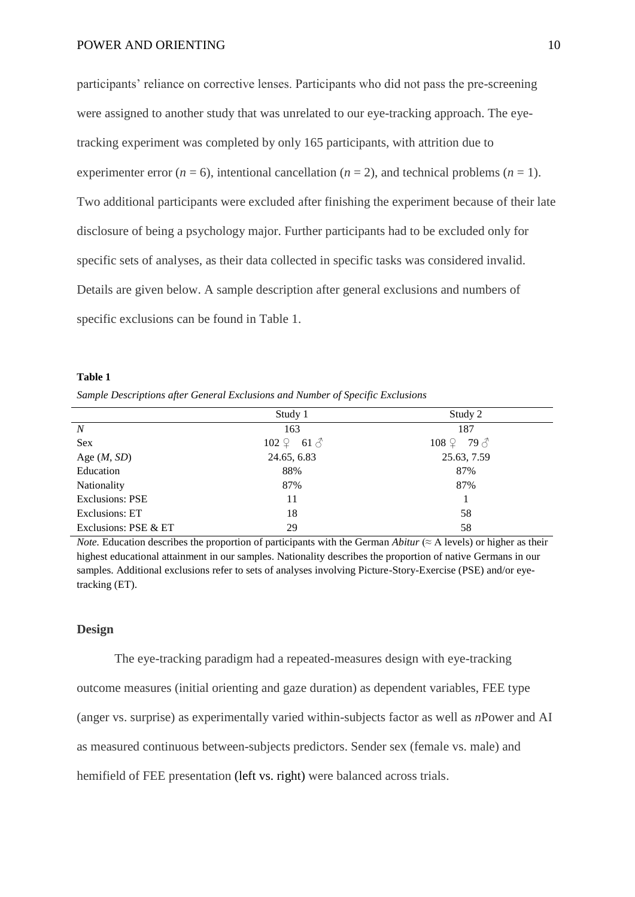participants' reliance on corrective lenses. Participants who did not pass the pre-screening were assigned to another study that was unrelated to our eye-tracking approach. The eye-tracking experiment was completed by only 165 participants, with attrition due to experimenter error ($n = 6$), intentional cancellation ($n = 2$), and technical problems ($n = 1$). Two additional participants were excluded after finishing the experiment because of their late disclosure of being a psychology major. Further participants had to be excluded only for specific sets of analyses, as their data collected in specific tasks was considered invalid. Details are given below. A sample description after general exclusions and numbers of specific exclusions can be found in Table 1.

**Table 1**

*Sample Descriptions after General Exclusions and Number of Specific Exclusions*

| | Study 1 | Study 2 |
|---|---|---|
| *N* | 163 | 187 |
| Sex | 102 ♀ 61 ♂ | 108 ♀ 79 ♂ |
| Age (*M*, *SD*) | 24.65, 6.83 | 25.63, 7.59 |
| Education | 88% | 87% |
| Nationality | 87% | 87% |
| Exclusions: PSE | 11 | 1 |
| Exclusions: ET | 18 | 58 |
| Exclusions: PSE & ET | 29 | 58 |

*Note.* Education describes the proportion of participants with the German *Abitur* (≈ A levels) or higher as their highest educational attainment in our samples. Nationality describes the proportion of native Germans in our samples. Additional exclusions refer to sets of analyses involving Picture-Story-Exercise (PSE) and/or eye-tracking (ET).

## Design

The eye-tracking paradigm had a repeated-measures design with eye-tracking outcome measures (initial orienting and gaze duration) as dependent variables, FEE type (anger vs. surprise) as experimentally varied within-subjects factor as well as *n*Power and AI as measured continuous between-subjects predictors. Sender sex (female vs. male) and hemifield of FEE presentation (left vs. right) were balanced across trials.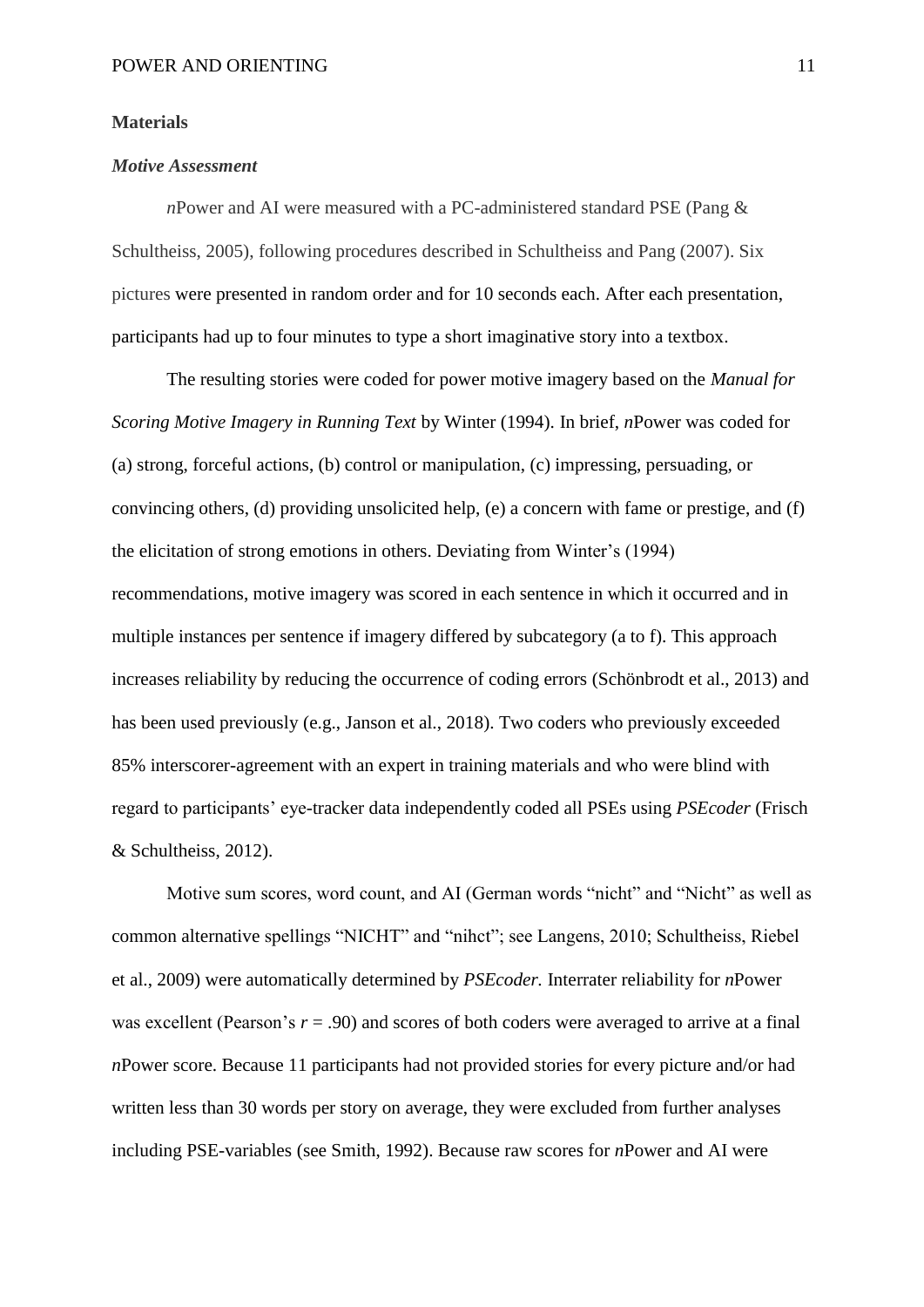**Materials**

***Motive Assessment***

*n*Power and AI were measured with a PC-administered standard PSE (Pang & Schultheiss, 2005), following procedures described in Schultheiss and Pang (2007). Six pictures were presented in random order and for 10 seconds each. After each presentation, participants had up to four minutes to type a short imaginative story into a textbox.

The resulting stories were coded for power motive imagery based on the *Manual for Scoring Motive Imagery in Running Text* by Winter (1994). In brief, *n*Power was coded for (a) strong, forceful actions, (b) control or manipulation, (c) impressing, persuading, or convincing others, (d) providing unsolicited help, (e) a concern with fame or prestige, and (f) the elicitation of strong emotions in others. Deviating from Winter's (1994) recommendations, motive imagery was scored in each sentence in which it occurred and in multiple instances per sentence if imagery differed by subcategory (a to f). This approach increases reliability by reducing the occurrence of coding errors (Schönbrodt et al., 2013) and has been used previously (e.g., Janson et al., 2018). Two coders who previously exceeded 85% interscorer-agreement with an expert in training materials and who were blind with regard to participants' eye-tracker data independently coded all PSEs using *PSEcoder* (Frisch & Schultheiss, 2012).

Motive sum scores, word count, and AI (German words "nicht" and "Nicht" as well as common alternative spellings "NICHT" and "nihct"; see Langens, 2010; Schultheiss, Riebel et al., 2009) were automatically determined by *PSEcoder.* Interrater reliability for *n*Power was excellent (Pearson's $r = .90$) and scores of both coders were averaged to arrive at a final *n*Power score. Because 11 participants had not provided stories for every picture and/or had written less than 30 words per story on average, they were excluded from further analyses including PSE-variables (see Smith, 1992). Because raw scores for *n*Power and AI were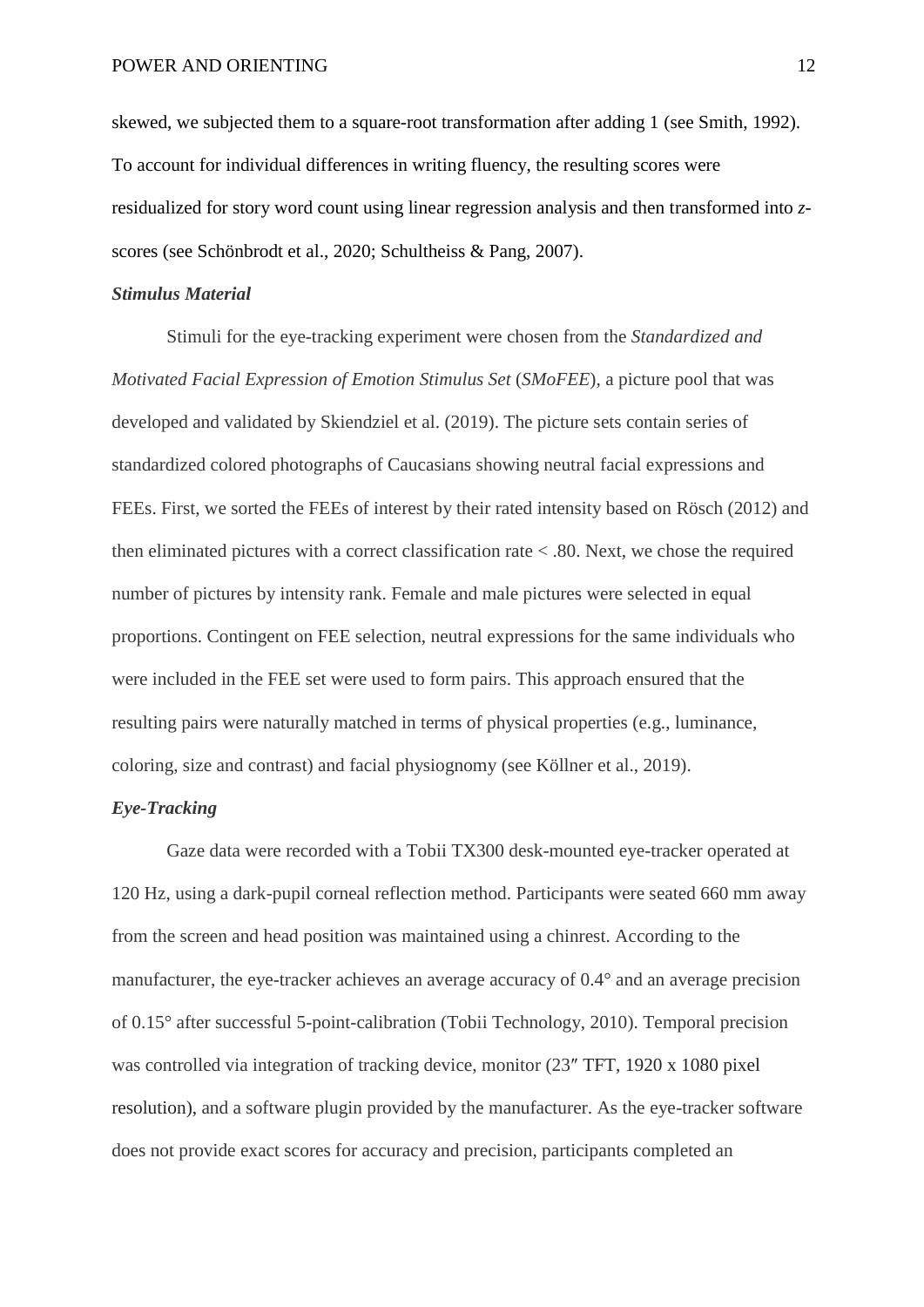skewed, we subjected them to a square-root transformation after adding 1 (see Smith, 1992). To account for individual differences in writing fluency, the resulting scores were residualized for story word count using linear regression analysis and then transformed into *z*-scores (see Schönbrodt et al., 2020; Schultheiss & Pang, 2007).

### *Stimulus Material*

Stimuli for the eye-tracking experiment were chosen from the *Standardized and Motivated Facial Expression of Emotion Stimulus Set* (*SMoFEE*), a picture pool that was developed and validated by Skiendziel et al. (2019). The picture sets contain series of standardized colored photographs of Caucasians showing neutral facial expressions and FEEs. First, we sorted the FEEs of interest by their rated intensity based on Rösch (2012) and then eliminated pictures with a correct classification rate < .80. Next, we chose the required number of pictures by intensity rank. Female and male pictures were selected in equal proportions. Contingent on FEE selection, neutral expressions for the same individuals who were included in the FEE set were used to form pairs. This approach ensured that the resulting pairs were naturally matched in terms of physical properties (e.g., luminance, coloring, size and contrast) and facial physiognomy (see Köllner et al., 2019).

### *Eye-Tracking*

Gaze data were recorded with a Tobii TX300 desk-mounted eye-tracker operated at 120 Hz, using a dark-pupil corneal reflection method. Participants were seated 660 mm away from the screen and head position was maintained using a chinrest. According to the manufacturer, the eye-tracker achieves an average accuracy of 0.4° and an average precision of 0.15° after successful 5-point-calibration (Tobii Technology, 2010). Temporal precision was controlled via integration of tracking device, monitor (23″ TFT, 1920 x 1080 pixel resolution), and a software plugin provided by the manufacturer. As the eye-tracker software does not provide exact scores for accuracy and precision, participants completed an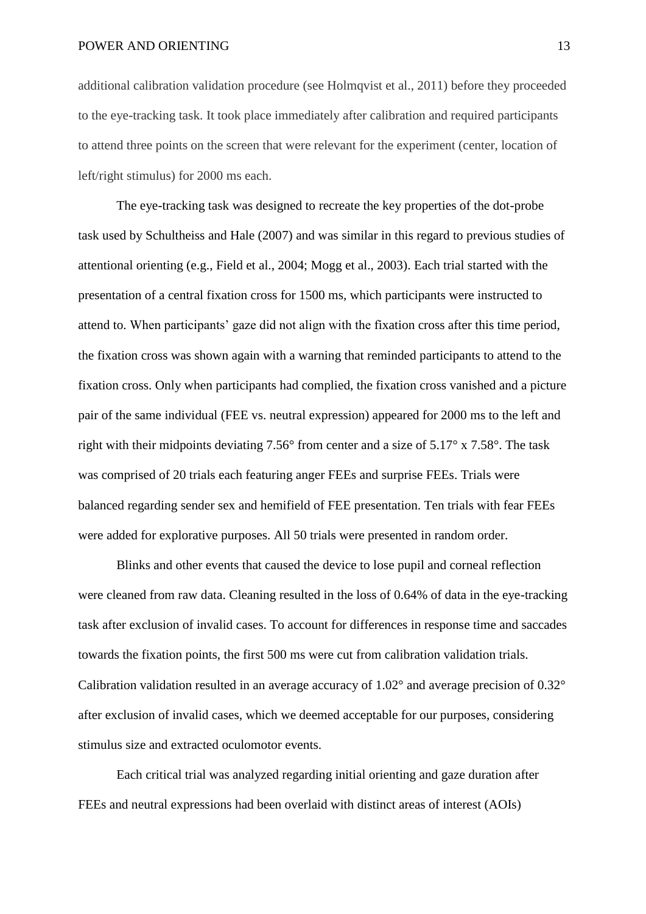additional calibration validation procedure (see Holmqvist et al., 2011) before they proceeded to the eye-tracking task. It took place immediately after calibration and required participants to attend three points on the screen that were relevant for the experiment (center, location of left/right stimulus) for 2000 ms each.

The eye-tracking task was designed to recreate the key properties of the dot-probe task used by Schultheiss and Hale (2007) and was similar in this regard to previous studies of attentional orienting (e.g., Field et al., 2004; Mogg et al., 2003). Each trial started with the presentation of a central fixation cross for 1500 ms, which participants were instructed to attend to. When participants' gaze did not align with the fixation cross after this time period, the fixation cross was shown again with a warning that reminded participants to attend to the fixation cross. Only when participants had complied, the fixation cross vanished and a picture pair of the same individual (FEE vs. neutral expression) appeared for 2000 ms to the left and right with their midpoints deviating 7.56° from center and a size of 5.17° x 7.58°. The task was comprised of 20 trials each featuring anger FEEs and surprise FEEs. Trials were balanced regarding sender sex and hemifield of FEE presentation. Ten trials with fear FEEs were added for explorative purposes. All 50 trials were presented in random order.

Blinks and other events that caused the device to lose pupil and corneal reflection were cleaned from raw data. Cleaning resulted in the loss of 0.64% of data in the eye-tracking task after exclusion of invalid cases. To account for differences in response time and saccades towards the fixation points, the first 500 ms were cut from calibration validation trials. Calibration validation resulted in an average accuracy of 1.02° and average precision of 0.32° after exclusion of invalid cases, which we deemed acceptable for our purposes, considering stimulus size and extracted oculomotor events.

Each critical trial was analyzed regarding initial orienting and gaze duration after FEEs and neutral expressions had been overlaid with distinct areas of interest (AOIs)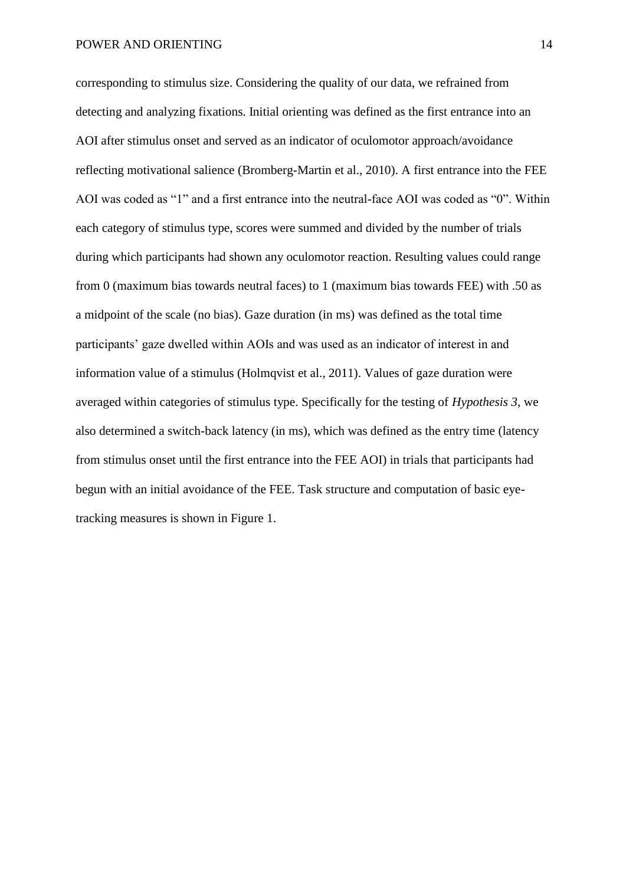corresponding to stimulus size. Considering the quality of our data, we refrained from detecting and analyzing fixations. Initial orienting was defined as the first entrance into an AOI after stimulus onset and served as an indicator of oculomotor approach/avoidance reflecting motivational salience (Bromberg-Martin et al., 2010). A first entrance into the FEE AOI was coded as "1" and a first entrance into the neutral-face AOI was coded as "0". Within each category of stimulus type, scores were summed and divided by the number of trials during which participants had shown any oculomotor reaction. Resulting values could range from 0 (maximum bias towards neutral faces) to 1 (maximum bias towards FEE) with .50 as a midpoint of the scale (no bias). Gaze duration (in ms) was defined as the total time participants' gaze dwelled within AOIs and was used as an indicator of interest in and information value of a stimulus (Holmqvist et al., 2011). Values of gaze duration were averaged within categories of stimulus type. Specifically for the testing of *Hypothesis 3*, we also determined a switch-back latency (in ms), which was defined as the entry time (latency from stimulus onset until the first entrance into the FEE AOI) in trials that participants had begun with an initial avoidance of the FEE. Task structure and computation of basic eye-tracking measures is shown in Figure 1.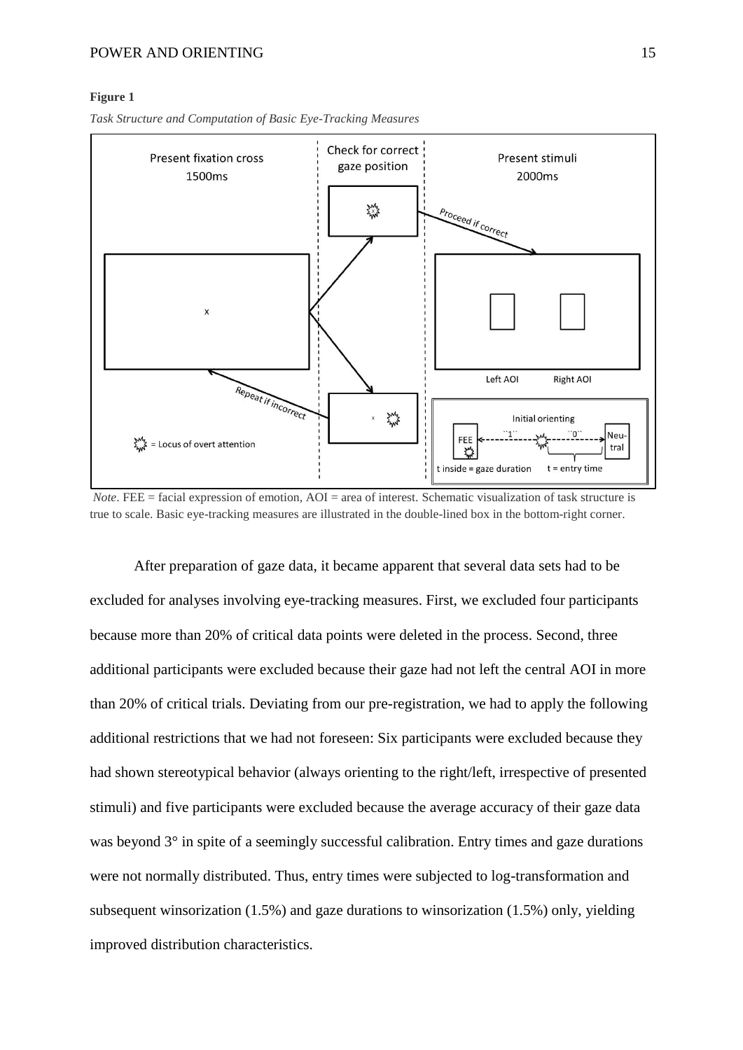**Figure 1**

*Task Structure and Computation of Basic Eye-Tracking Measures*

*Note*. FEE = facial expression of emotion, AOI = area of interest. Schematic visualization of task structure is true to scale. Basic eye-tracking measures are illustrated in the double-lined box in the bottom-right corner.

After preparation of gaze data, it became apparent that several data sets had to be excluded for analyses involving eye-tracking measures. First, we excluded four participants because more than 20% of critical data points were deleted in the process. Second, three additional participants were excluded because their gaze had not left the central AOI in more than 20% of critical trials. Deviating from our pre-registration, we had to apply the following additional restrictions that we had not foreseen: Six participants were excluded because they had shown stereotypical behavior (always orienting to the right/left, irrespective of presented stimuli) and five participants were excluded because the average accuracy of their gaze data was beyond 3° in spite of a seemingly successful calibration. Entry times and gaze durations were not normally distributed. Thus, entry times were subjected to log-transformation and subsequent winsorization (1.5%) and gaze durations to winsorization (1.5%) only, yielding improved distribution characteristics.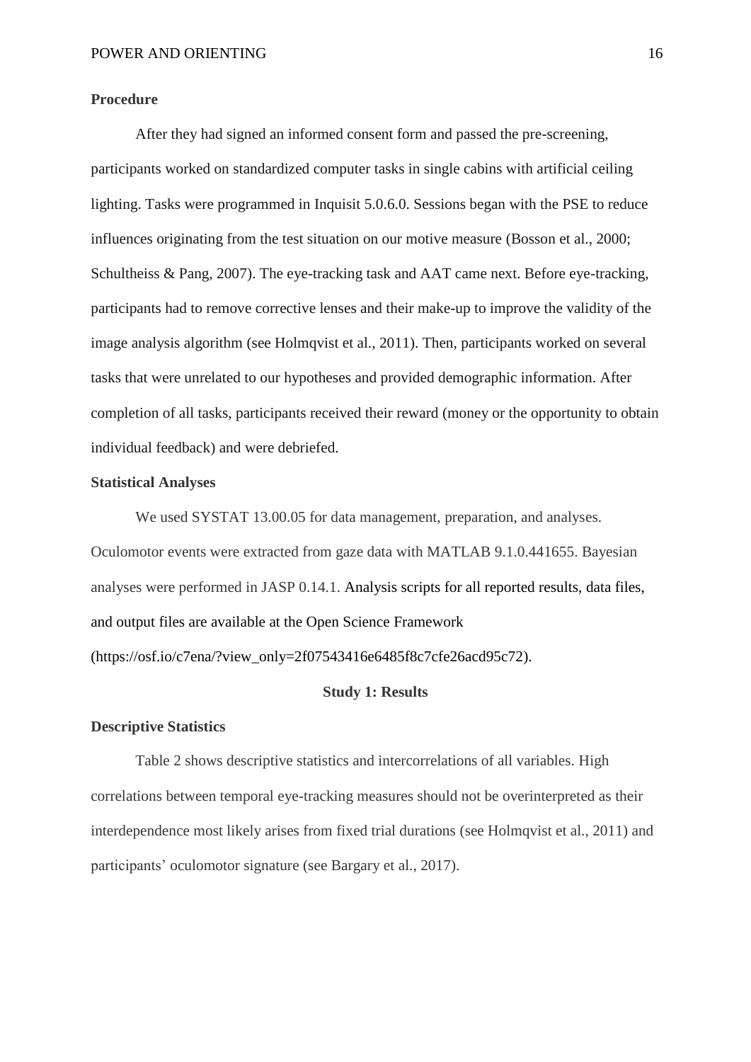**Procedure**

After they had signed an informed consent form and passed the pre-screening, participants worked on standardized computer tasks in single cabins with artificial ceiling lighting. Tasks were programmed in Inquisit 5.0.6.0. Sessions began with the PSE to reduce influences originating from the test situation on our motive measure (Bosson et al., 2000; Schultheiss & Pang, 2007). The eye-tracking task and AAT came next. Before eye-tracking, participants had to remove corrective lenses and their make-up to improve the validity of the image analysis algorithm (see Holmqvist et al., 2011). Then, participants worked on several tasks that were unrelated to our hypotheses and provided demographic information. After completion of all tasks, participants received their reward (money or the opportunity to obtain individual feedback) and were debriefed.

**Statistical Analyses**

We used SYSTAT 13.00.05 for data management, preparation, and analyses. Oculomotor events were extracted from gaze data with MATLAB 9.1.0.441655. Bayesian analyses were performed in JASP 0.14.1. Analysis scripts for all reported results, data files, and output files are available at the Open Science Framework (https://osf.io/c7ena/?view_only=2f07543416e6485f8c7cfe26acd95c72).

## Study 1: Results

**Descriptive Statistics**

Table 2 shows descriptive statistics and intercorrelations of all variables. High correlations between temporal eye-tracking measures should not be overinterpreted as their interdependence most likely arises from fixed trial durations (see Holmqvist et al., 2011) and participants' oculomotor signature (see Bargary et al., 2017).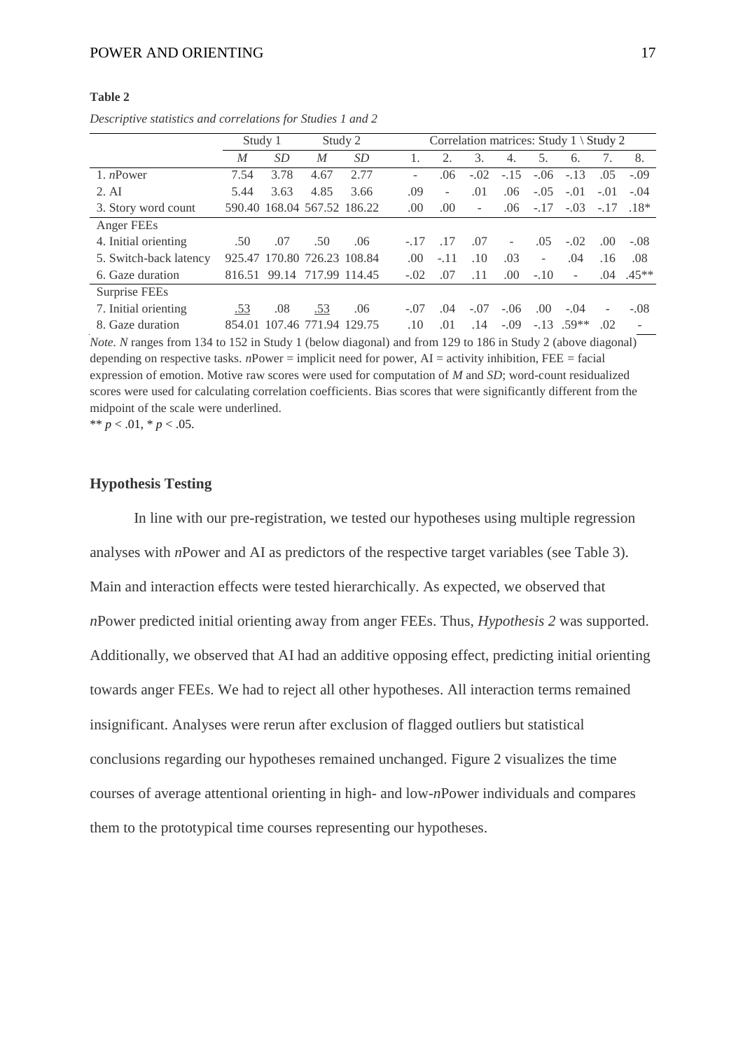**Table 2**

*Descriptive statistics and correlations for Studies 1 and 2*

| | Study 1 | | Study 2 | | Correlation matrices: Study 1 \ Study 2 | | | | | | | |
|---|---|---|---|---|---|---|---|---|---|---|---|---|
| | *M* | *SD* | *M* | *SD* | 1. | 2. | 3. | 4. | 5. | 6. | 7. | 8. |
| 1. *n*Power | 7.54 | 3.78 | 4.67 | 2.77 | - | .06 | -.02 | -.15 | -.06 | -.13 | .05 | -.09 |
| 2. AI | 5.44 | 3.63 | 4.85 | 3.66 | .09 | - | .01 | .06 | -.05 | -.01 | -.01 | -.04 |
| 3. Story word count | 590.40 | 168.04 | 567.52 | 186.22 | .00 | .00 | - | .06 | -.17 | -.03 | -.17 | .18* |
| Anger FEEs | | | | | | | | | | | | |
| 4. Initial orienting | .50 | .07 | .50 | .06 | -.17 | .17 | .07 | - | .05 | -.02 | .00 | -.08 |
| 5. Switch-back latency | 925.47 | 170.80 | 726.23 | 108.84 | .00 | -.11 | .10 | .03 | - | .04 | .16 | .08 |
| 6. Gaze duration | 816.51 | 99.14 | 717.99 | 114.45 | -.02 | .07 | .11 | .00 | -.10 | - | .04 | .45** |
| Surprise FEEs | | | | | | | | | | | | |
| 7. Initial orienting | <u>.53</u> | .08 | <u>.53</u> | .06 | -.07 | .04 | -.07 | -.06 | .00 | -.04 | - | -.08 |
| 8. Gaze duration | 854.01 | 107.46 | 771.94 | 129.75 | .10 | .01 | .14 | -.09 | -.13 | .59** | .02 | - |

*Note. N* ranges from 134 to 152 in Study 1 (below diagonal) and from 129 to 186 in Study 2 (above diagonal) depending on respective tasks. *n*Power = implicit need for power, AI = activity inhibition, FEE = facial expression of emotion. Motive raw scores were used for computation of *M* and *SD*; word-count residualized scores were used for calculating correlation coefficients. Bias scores that were significantly different from the midpoint of the scale were underlined.
** $p < .01$, * $p < .05$.

### Hypothesis Testing

In line with our pre-registration, we tested our hypotheses using multiple regression analyses with *n*Power and AI as predictors of the respective target variables (see Table 3). Main and interaction effects were tested hierarchically. As expected, we observed that *n*Power predicted initial orienting away from anger FEEs. Thus, *Hypothesis 2* was supported. Additionally, we observed that AI had an additive opposing effect, predicting initial orienting towards anger FEEs. We had to reject all other hypotheses. All interaction terms remained insignificant. Analyses were rerun after exclusion of flagged outliers but statistical conclusions regarding our hypotheses remained unchanged. Figure 2 visualizes the time courses of average attentional orienting in high- and low-*n*Power individuals and compares them to the prototypical time courses representing our hypotheses.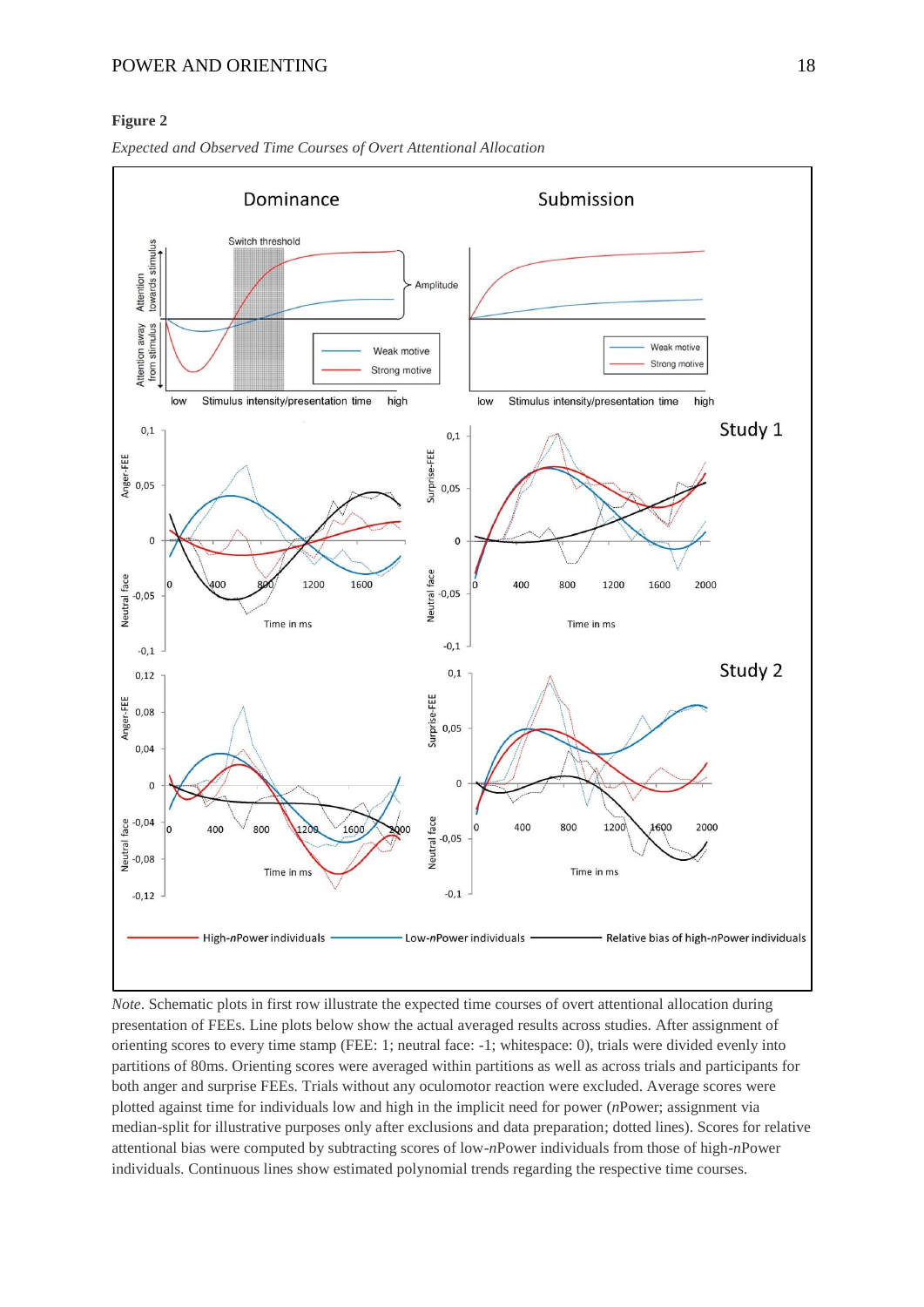**Figure 2**

*Expected and Observed Time Courses of Overt Attentional Allocation*

*Note*. Schematic plots in first row illustrate the expected time courses of overt attentional allocation during presentation of FEEs. Line plots below show the actual averaged results across studies. After assignment of orienting scores to every time stamp (FEE: 1; neutral face: -1; whitespace: 0), trials were divided evenly into partitions of 80ms. Orienting scores were averaged within partitions as well as across trials and participants for both anger and surprise FEEs. Trials without any oculomotor reaction were excluded. Average scores were plotted against time for individuals low and high in the implicit need for power (*n*Power; assignment via median-split for illustrative purposes only after exclusions and data preparation; dotted lines). Scores for relative attentional bias were computed by subtracting scores of low-*n*Power individuals from those of high-*n*Power individuals. Continuous lines show estimated polynomial trends regarding the respective time courses.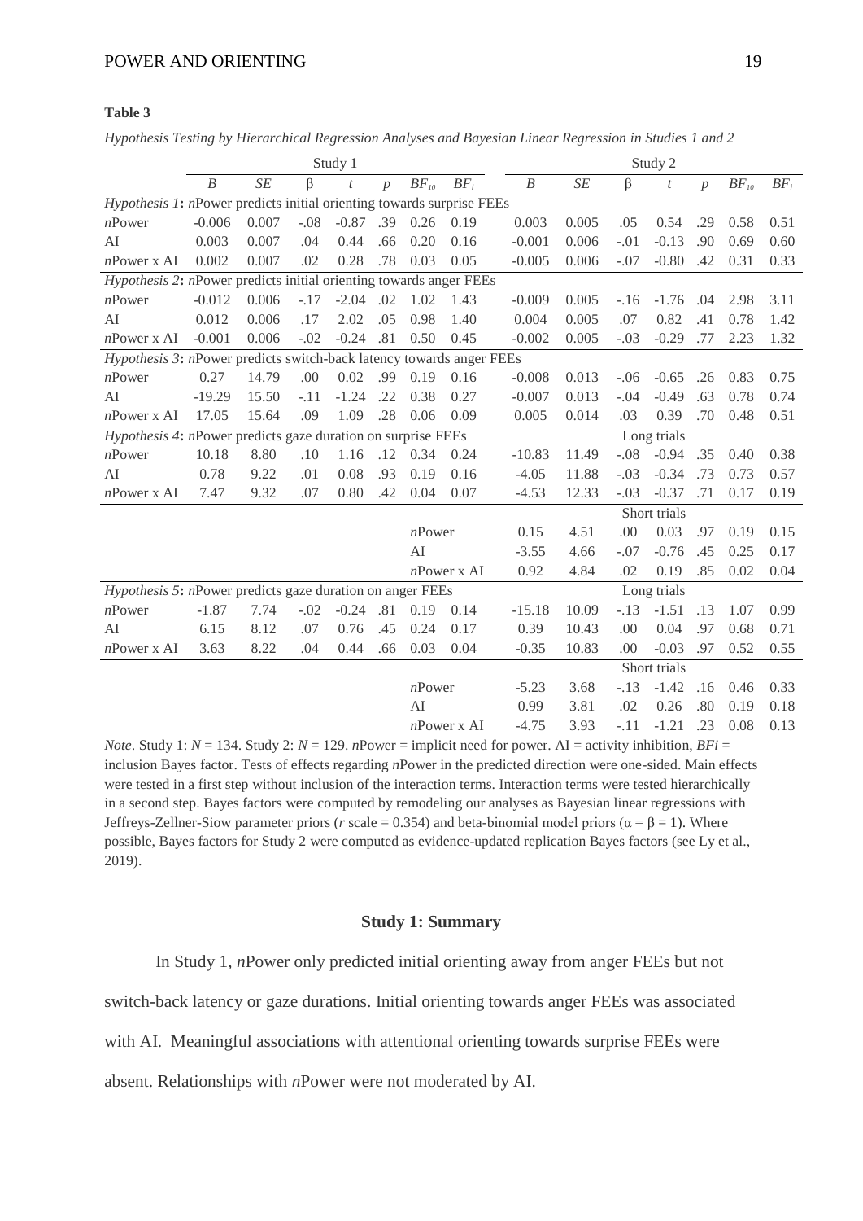**Table 3**

*Hypothesis Testing by Hierarchical Regression Analyses and Bayesian Linear Regression in Studies 1 and 2*

| | Study 1 | | | | | | | Study 2 | | | | | | |
|---|---|---|---|---|---|---|---|---|---|---|---|---|---|---|
| | *B* | *SE* | β | *t* | *p* | $BF_{10}$ | $BF_i$ | *B* | *SE* | β | *t* | *p* | $BF_{10}$ | $BF_i$ |
| *Hypothesis 1*: *n*Power predicts initial orienting towards surprise FEEs | | | | | | | | | | | | | | |
| *n*Power | -0.006 | 0.007 | -.08 | -0.87 | .39 | 0.26 | 0.19 | 0.003 | 0.005 | .05 | 0.54 | .29 | 0.58 | 0.51 |
| AI | 0.003 | 0.007 | .04 | 0.44 | .66 | 0.20 | 0.16 | -0.001 | 0.006 | -.01 | -0.13 | .90 | 0.69 | 0.60 |
| *n*Power x AI | 0.002 | 0.007 | .02 | 0.28 | .78 | 0.03 | 0.05 | -0.005 | 0.006 | -.07 | -0.80 | .42 | 0.31 | 0.33 |
| *Hypothesis 2*: *n*Power predicts initial orienting towards anger FEEs | | | | | | | | | | | | | | |
| *n*Power | -0.012 | 0.006 | -.17 | -2.04 | .02 | 1.02 | 1.43 | -0.009 | 0.005 | -.16 | -1.76 | .04 | 2.98 | 3.11 |
| AI | 0.012 | 0.006 | .17 | 2.02 | .05 | 0.98 | 1.40 | 0.004 | 0.005 | .07 | 0.82 | .41 | 0.78 | 1.42 |
| *n*Power x AI | -0.001 | 0.006 | -.02 | -0.24 | .81 | 0.50 | 0.45 | -0.002 | 0.005 | -.03 | -0.29 | .77 | 2.23 | 1.32 |
| *Hypothesis 3*: *n*Power predicts switch-back latency towards anger FEEs | | | | | | | | | | | | | | |
| *n*Power | 0.27 | 14.79 | .00 | 0.02 | .99 | 0.19 | 0.16 | -0.008 | 0.013 | -.06 | -0.65 | .26 | 0.83 | 0.75 |
| AI | -19.29 | 15.50 | -.11 | -1.24 | .22 | 0.38 | 0.27 | -0.007 | 0.013 | -.04 | -0.49 | .63 | 0.78 | 0.74 |
| *n*Power x AI | 17.05 | 15.64 | .09 | 1.09 | .28 | 0.06 | 0.09 | 0.005 | 0.014 | .03 | 0.39 | .70 | 0.48 | 0.51 |
| *Hypothesis 4*: *n*Power predicts gaze duration on surprise FEEs | | | | | | | | | | | Long trials | | | |
| *n*Power | 10.18 | 8.80 | .10 | 1.16 | .12 | 0.34 | 0.24 | -10.83 | 11.49 | -.08 | -0.94 | .35 | 0.40 | 0.38 |
| AI | 0.78 | 9.22 | .01 | 0.08 | .93 | 0.19 | 0.16 | -4.05 | 11.88 | -.03 | -0.34 | .73 | 0.73 | 0.57 |
| *n*Power x AI | 7.47 | 9.32 | .07 | 0.80 | .42 | 0.04 | 0.07 | -4.53 | 12.33 | -.03 | -0.37 | .71 | 0.17 | 0.19 |
| | | | | | | | | | | | Short trials | | | |
| | | | | | | *n*Power | | 0.15 | 4.51 | .00 | 0.03 | .97 | 0.19 | 0.15 |
| | | | | | | AI | | -3.55 | 4.66 | -.07 | -0.76 | .45 | 0.25 | 0.17 |
| | | | | | | *n*Power x AI | | 0.92 | 4.84 | .02 | 0.19 | .85 | 0.02 | 0.04 |
| *Hypothesis 5*: *n*Power predicts gaze duration on anger FEEs | | | | | | | | | | | Long trials | | | |
| *n*Power | -1.87 | 7.74 | -.02 | -0.24 | .81 | 0.19 | 0.14 | -15.18 | 10.09 | -.13 | -1.51 | .13 | 1.07 | 0.99 |
| AI | 6.15 | 8.12 | .07 | 0.76 | .45 | 0.24 | 0.17 | 0.39 | 10.43 | .00 | 0.04 | .97 | 0.68 | 0.71 |
| *n*Power x AI | 3.63 | 8.22 | .04 | 0.44 | .66 | 0.03 | 0.04 | -0.35 | 10.83 | .00 | -0.03 | .97 | 0.52 | 0.55 |
| | | | | | | | | | | | Short trials | | | |
| | | | | | | *n*Power | | -5.23 | 3.68 | -.13 | -1.42 | .16 | 0.46 | 0.33 |
| | | | | | | AI | | 0.99 | 3.81 | .02 | 0.26 | .80 | 0.19 | 0.18 |
| | | | | | | *n*Power x AI | | -4.75 | 3.93 | -.11 | -1.21 | .23 | 0.08 | 0.13 |

*Note*. Study 1: $N$ = 134. Study 2: $N$ = 129. *n*Power = implicit need for power. AI = activity inhibition, $BFi$ = inclusion Bayes factor. Tests of effects regarding *n*Power in the predicted direction were one-sided. Main effects were tested in a first step without inclusion of the interaction terms. Interaction terms were tested hierarchically in a second step. Bayes factors were computed by remodeling our analyses as Bayesian linear regressions with Jeffreys-Zellner-Siow parameter priors ($r$ scale = 0.354) and beta-binomial model priors ($\alpha = \beta = 1$). Where possible, Bayes factors for Study 2 were computed as evidence-updated replication Bayes factors (see Ly et al., 2019).

### Study 1: Summary

In Study 1, *n*Power only predicted initial orienting away from anger FEEs but not switch-back latency or gaze durations. Initial orienting towards anger FEEs was associated with AI. Meaningful associations with attentional orienting towards surprise FEEs were absent. Relationships with *n*Power were not moderated by AI.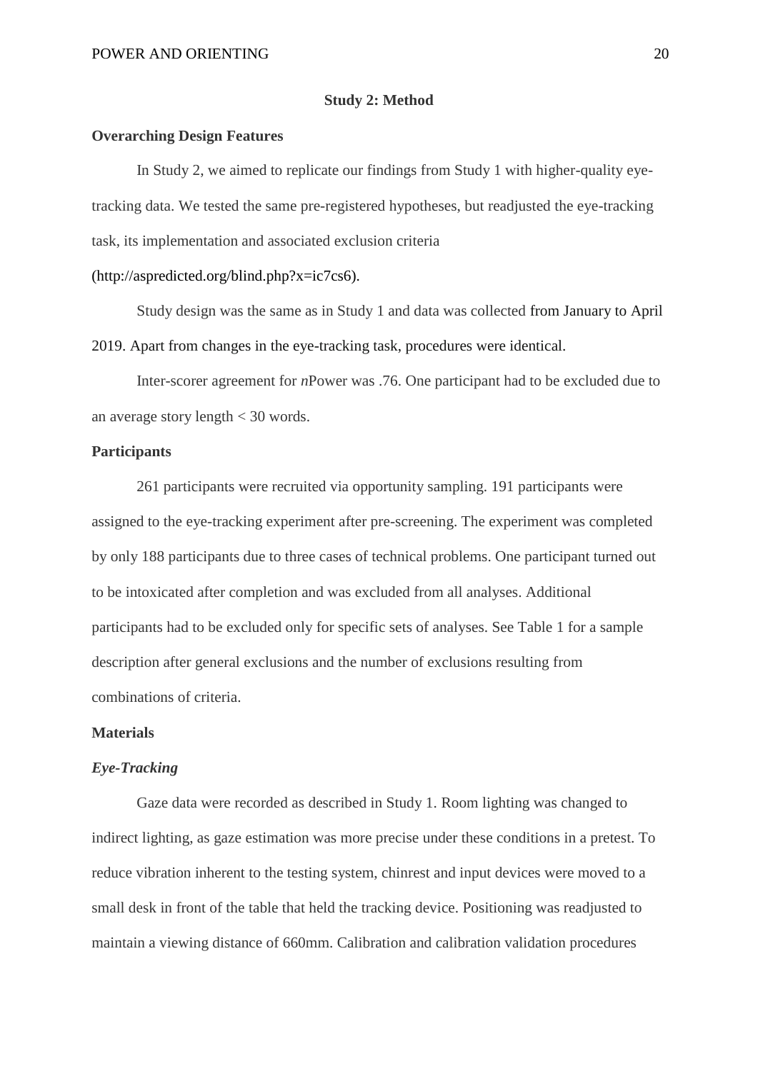## Study 2: Method

### Overarching Design Features

In Study 2, we aimed to replicate our findings from Study 1 with higher-quality eye-tracking data. We tested the same pre-registered hypotheses, but readjusted the eye-tracking task, its implementation and associated exclusion criteria (http://aspredicted.org/blind.php?x=ic7cs6).

Study design was the same as in Study 1 and data was collected from January to April 2019. Apart from changes in the eye-tracking task, procedures were identical.

Inter-scorer agreement for *n*Power was .76. One participant had to be excluded due to an average story length < 30 words.

### Participants

261 participants were recruited via opportunity sampling. 191 participants were assigned to the eye-tracking experiment after pre-screening. The experiment was completed by only 188 participants due to three cases of technical problems. One participant turned out to be intoxicated after completion and was excluded from all analyses. Additional participants had to be excluded only for specific sets of analyses. See Table 1 for a sample description after general exclusions and the number of exclusions resulting from combinations of criteria.

### Materials

#### *Eye-Tracking*

Gaze data were recorded as described in Study 1. Room lighting was changed to indirect lighting, as gaze estimation was more precise under these conditions in a pretest. To reduce vibration inherent to the testing system, chinrest and input devices were moved to a small desk in front of the table that held the tracking device. Positioning was readjusted to maintain a viewing distance of 660mm. Calibration and calibration validation procedures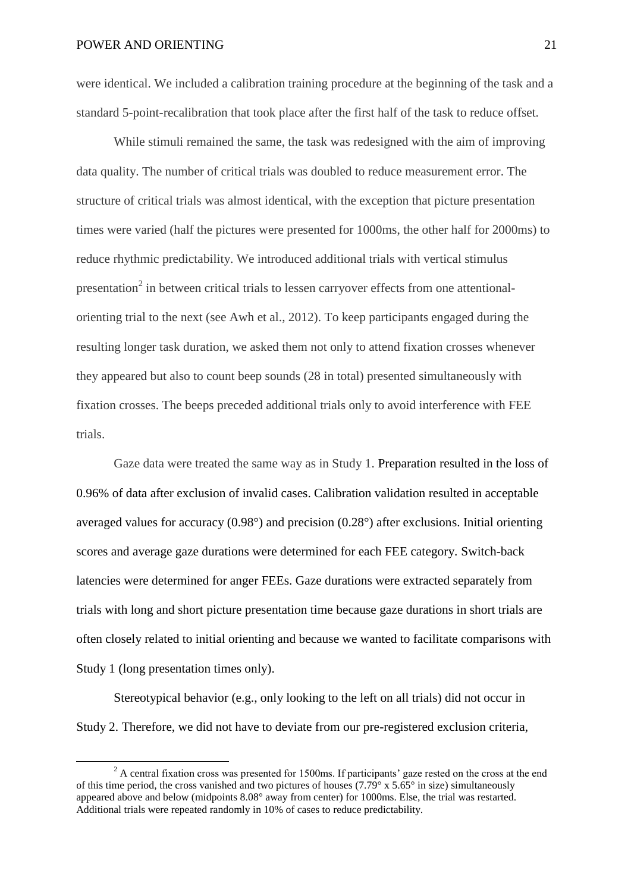were identical. We included a calibration training procedure at the beginning of the task and a standard 5-point-recalibration that took place after the first half of the task to reduce offset.

While stimuli remained the same, the task was redesigned with the aim of improving data quality. The number of critical trials was doubled to reduce measurement error. The structure of critical trials was almost identical, with the exception that picture presentation times were varied (half the pictures were presented for 1000ms, the other half for 2000ms) to reduce rhythmic predictability. We introduced additional trials with vertical stimulus presentation[2] in between critical trials to lessen carryover effects from one attentional-orienting trial to the next (see Awh et al., 2012). To keep participants engaged during the resulting longer task duration, we asked them not only to attend fixation crosses whenever they appeared but also to count beep sounds (28 in total) presented simultaneously with fixation crosses. The beeps preceded additional trials only to avoid interference with FEE trials.

Gaze data were treated the same way as in Study 1. Preparation resulted in the loss of 0.96% of data after exclusion of invalid cases. Calibration validation resulted in acceptable averaged values for accuracy (0.98°) and precision (0.28°) after exclusions. Initial orienting scores and average gaze durations were determined for each FEE category. Switch-back latencies were determined for anger FEEs. Gaze durations were extracted separately from trials with long and short picture presentation time because gaze durations in short trials are often closely related to initial orienting and because we wanted to facilitate comparisons with Study 1 (long presentation times only).

Stereotypical behavior (e.g., only looking to the left on all trials) did not occur in Study 2. Therefore, we did not have to deviate from our pre-registered exclusion criteria,

[2] A central fixation cross was presented for 1500ms. If participants' gaze rested on the cross at the end of this time period, the cross vanished and two pictures of houses (7.79° x 5.65° in size) simultaneously appeared above and below (midpoints 8.08° away from center) for 1000ms. Else, the trial was restarted. Additional trials were repeated randomly in 10% of cases to reduce predictability.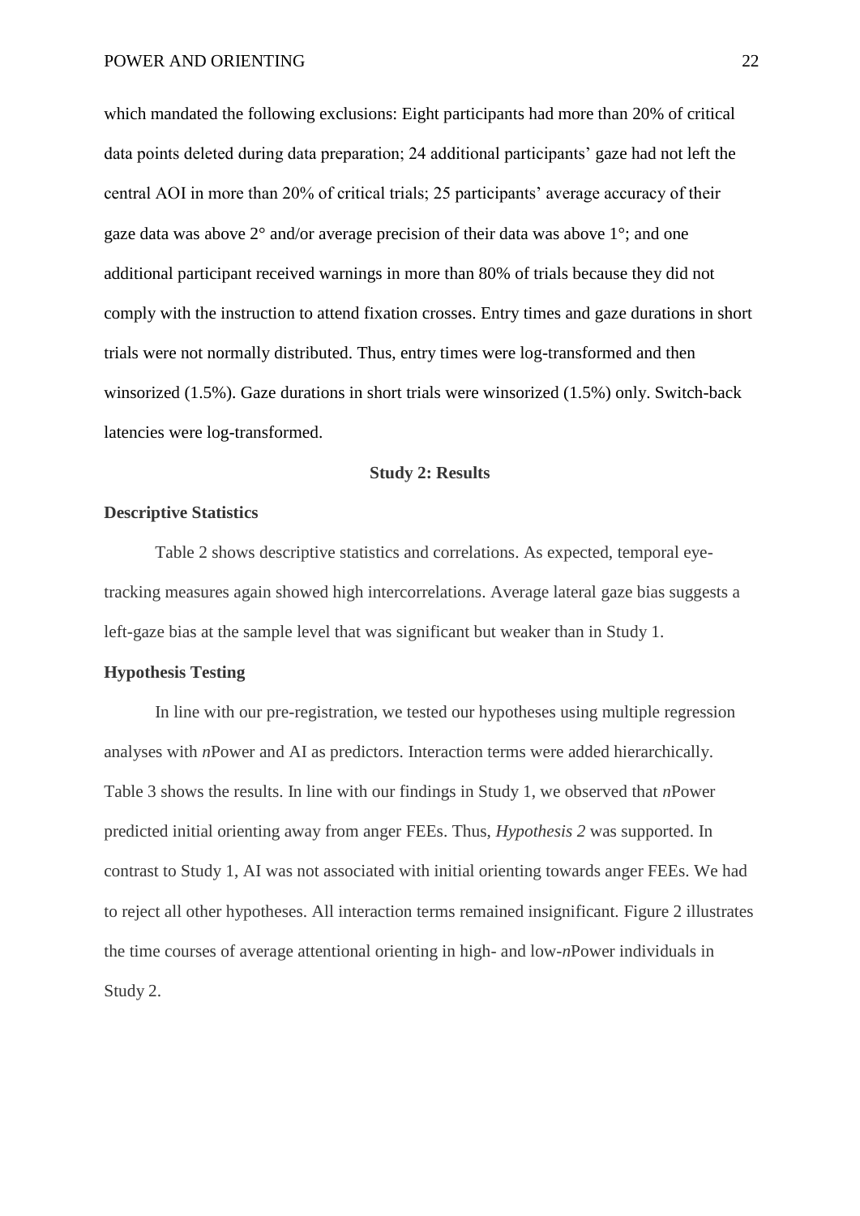which mandated the following exclusions: Eight participants had more than 20% of critical data points deleted during data preparation; 24 additional participants' gaze had not left the central AOI in more than 20% of critical trials; 25 participants' average accuracy of their gaze data was above 2° and/or average precision of their data was above 1°; and one additional participant received warnings in more than 80% of trials because they did not comply with the instruction to attend fixation crosses. Entry times and gaze durations in short trials were not normally distributed. Thus, entry times were log-transformed and then winsorized (1.5%). Gaze durations in short trials were winsorized (1.5%) only. Switch-back latencies were log-transformed.

## Study 2: Results

### Descriptive Statistics

Table 2 shows descriptive statistics and correlations. As expected, temporal eye-tracking measures again showed high intercorrelations. Average lateral gaze bias suggests a left-gaze bias at the sample level that was significant but weaker than in Study 1.

### Hypothesis Testing

In line with our pre-registration, we tested our hypotheses using multiple regression analyses with *n*Power and AI as predictors. Interaction terms were added hierarchically. Table 3 shows the results. In line with our findings in Study 1, we observed that *n*Power predicted initial orienting away from anger FEEs. Thus, *Hypothesis 2* was supported. In contrast to Study 1, AI was not associated with initial orienting towards anger FEEs. We had to reject all other hypotheses. All interaction terms remained insignificant. Figure 2 illustrates the time courses of average attentional orienting in high- and low-*n*Power individuals in Study 2.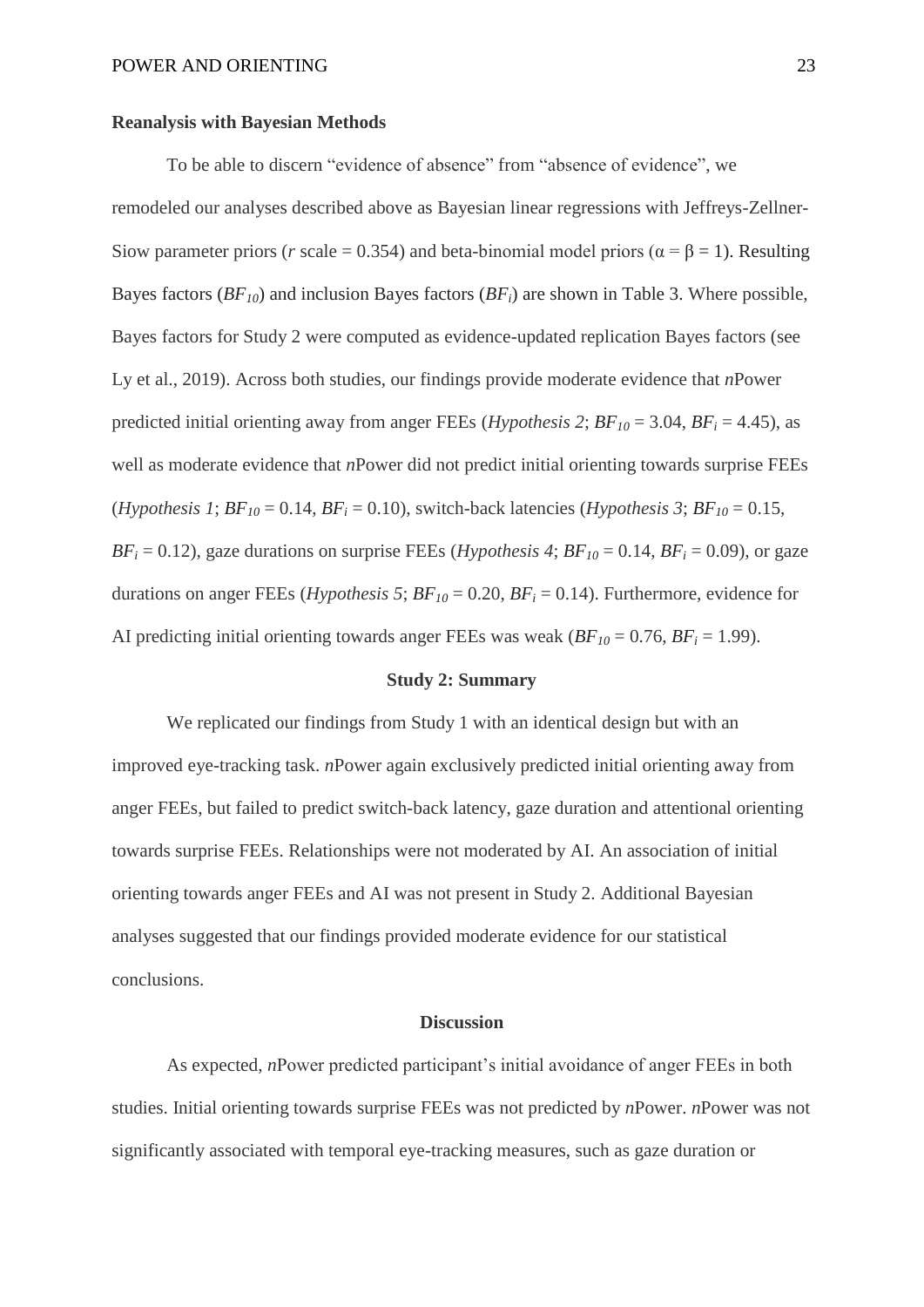### Reanalysis with Bayesian Methods

To be able to discern "evidence of absence" from "absence of evidence", we remodeled our analyses described above as Bayesian linear regressions with Jeffreys-Zellner-Siow parameter priors (*r* scale = 0.354) and beta-binomial model priors ($\alpha = \beta = 1$). Resulting Bayes factors ($BF_{10}$) and inclusion Bayes factors ($BF_i$) are shown in Table 3. Where possible, Bayes factors for Study 2 were computed as evidence-updated replication Bayes factors (see Ly et al., 2019). Across both studies, our findings provide moderate evidence that *n*Power predicted initial orienting away from anger FEEs (*Hypothesis 2*; $BF_{10} = 3.04$, $BF_i = 4.45$), as well as moderate evidence that *n*Power did not predict initial orienting towards surprise FEEs (*Hypothesis 1*; $BF_{10} = 0.14$, $BF_i = 0.10$), switch-back latencies (*Hypothesis 3*; $BF_{10} = 0.15$, $BF_i = 0.12$), gaze durations on surprise FEEs (*Hypothesis 4*; $BF_{10} = 0.14$, $BF_i = 0.09$), or gaze durations on anger FEEs (*Hypothesis 5*; $BF_{10} = 0.20$, $BF_i = 0.14$). Furthermore, evidence for AI predicting initial orienting towards anger FEEs was weak ($BF_{10} = 0.76$, $BF_i = 1.99$).

## Study 2: Summary

We replicated our findings from Study 1 with an identical design but with an improved eye-tracking task. *n*Power again exclusively predicted initial orienting away from anger FEEs, but failed to predict switch-back latency, gaze duration and attentional orienting towards surprise FEEs. Relationships were not moderated by AI. An association of initial orienting towards anger FEEs and AI was not present in Study 2. Additional Bayesian analyses suggested that our findings provided moderate evidence for our statistical conclusions.

## Discussion

As expected, *n*Power predicted participant's initial avoidance of anger FEEs in both studies. Initial orienting towards surprise FEEs was not predicted by *n*Power. *n*Power was not significantly associated with temporal eye-tracking measures, such as gaze duration or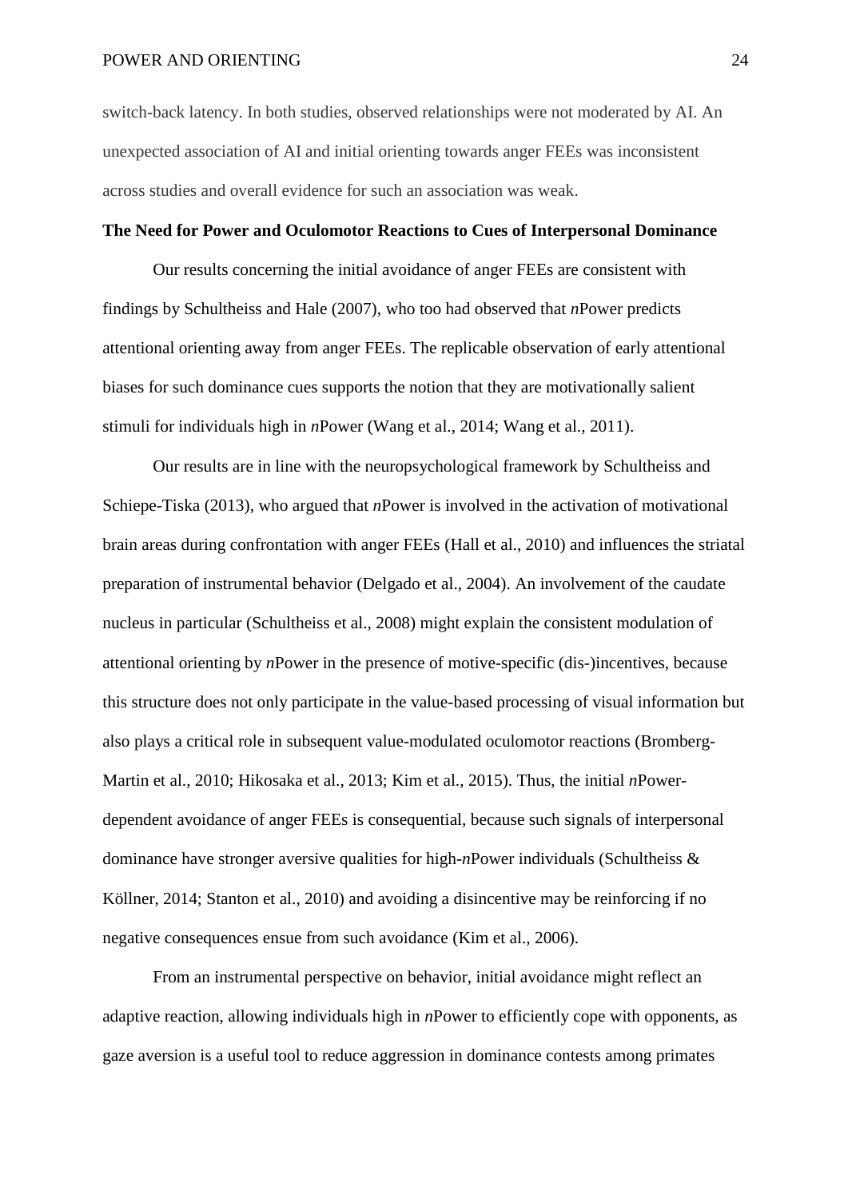switch-back latency. In both studies, observed relationships were not moderated by AI. An unexpected association of AI and initial orienting towards anger FEEs was inconsistent across studies and overall evidence for such an association was weak.

**The Need for Power and Oculomotor Reactions to Cues of Interpersonal Dominance**

Our results concerning the initial avoidance of anger FEEs are consistent with findings by Schultheiss and Hale (2007), who too had observed that *n*Power predicts attentional orienting away from anger FEEs. The replicable observation of early attentional biases for such dominance cues supports the notion that they are motivationally salient stimuli for individuals high in *n*Power (Wang et al., 2014; Wang et al., 2011).

Our results are in line with the neuropsychological framework by Schultheiss and Schiepe-Tiska (2013), who argued that *n*Power is involved in the activation of motivational brain areas during confrontation with anger FEEs (Hall et al., 2010) and influences the striatal preparation of instrumental behavior (Delgado et al., 2004). An involvement of the caudate nucleus in particular (Schultheiss et al., 2008) might explain the consistent modulation of attentional orienting by *n*Power in the presence of motive-specific (dis-)incentives, because this structure does not only participate in the value-based processing of visual information but also plays a critical role in subsequent value-modulated oculomotor reactions (Bromberg-Martin et al., 2010; Hikosaka et al., 2013; Kim et al., 2015). Thus, the initial *n*Power-dependent avoidance of anger FEEs is consequential, because such signals of interpersonal dominance have stronger aversive qualities for high-*n*Power individuals (Schultheiss & Köllner, 2014; Stanton et al., 2010) and avoiding a disincentive may be reinforcing if no negative consequences ensue from such avoidance (Kim et al., 2006).

From an instrumental perspective on behavior, initial avoidance might reflect an adaptive reaction, allowing individuals high in *n*Power to efficiently cope with opponents, as gaze aversion is a useful tool to reduce aggression in dominance contests among primates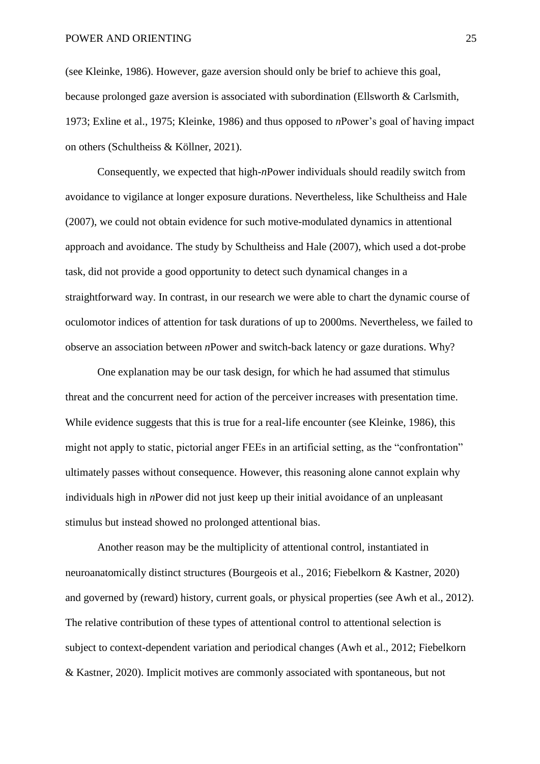(see Kleinke, 1986). However, gaze aversion should only be brief to achieve this goal, because prolonged gaze aversion is associated with subordination (Ellsworth & Carlsmith, 1973; Exline et al., 1975; Kleinke, 1986) and thus opposed to *n*Power's goal of having impact on others (Schultheiss & Köllner, 2021).

Consequently, we expected that high-*n*Power individuals should readily switch from avoidance to vigilance at longer exposure durations. Nevertheless, like Schultheiss and Hale (2007), we could not obtain evidence for such motive-modulated dynamics in attentional approach and avoidance. The study by Schultheiss and Hale (2007), which used a dot-probe task, did not provide a good opportunity to detect such dynamical changes in a straightforward way. In contrast, in our research we were able to chart the dynamic course of oculomotor indices of attention for task durations of up to 2000ms. Nevertheless, we failed to observe an association between *n*Power and switch-back latency or gaze durations. Why?

One explanation may be our task design, for which he had assumed that stimulus threat and the concurrent need for action of the perceiver increases with presentation time. While evidence suggests that this is true for a real-life encounter (see Kleinke, 1986), this might not apply to static, pictorial anger FEEs in an artificial setting, as the "confrontation" ultimately passes without consequence. However, this reasoning alone cannot explain why individuals high in *n*Power did not just keep up their initial avoidance of an unpleasant stimulus but instead showed no prolonged attentional bias.

Another reason may be the multiplicity of attentional control, instantiated in neuroanatomically distinct structures (Bourgeois et al., 2016; Fiebelkorn & Kastner, 2020) and governed by (reward) history, current goals, or physical properties (see Awh et al., 2012). The relative contribution of these types of attentional control to attentional selection is subject to context-dependent variation and periodical changes (Awh et al., 2012; Fiebelkorn & Kastner, 2020). Implicit motives are commonly associated with spontaneous, but not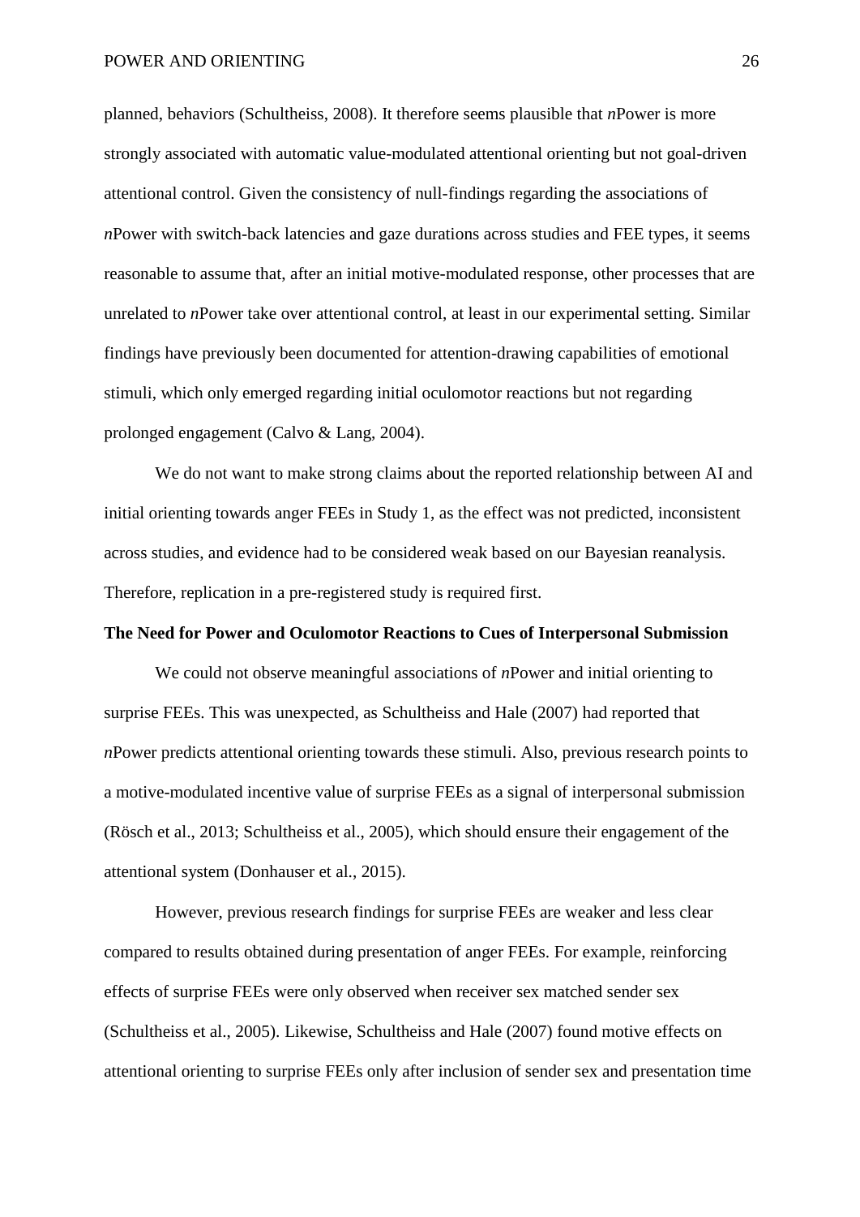planned, behaviors (Schultheiss, 2008). It therefore seems plausible that *n*Power is more strongly associated with automatic value-modulated attentional orienting but not goal-driven attentional control. Given the consistency of null-findings regarding the associations of *n*Power with switch-back latencies and gaze durations across studies and FEE types, it seems reasonable to assume that, after an initial motive-modulated response, other processes that are unrelated to *n*Power take over attentional control, at least in our experimental setting. Similar findings have previously been documented for attention-drawing capabilities of emotional stimuli, which only emerged regarding initial oculomotor reactions but not regarding prolonged engagement (Calvo & Lang, 2004).

We do not want to make strong claims about the reported relationship between AI and initial orienting towards anger FEEs in Study 1, as the effect was not predicted, inconsistent across studies, and evidence had to be considered weak based on our Bayesian reanalysis. Therefore, replication in a pre-registered study is required first.

**The Need for Power and Oculomotor Reactions to Cues of Interpersonal Submission**

We could not observe meaningful associations of *n*Power and initial orienting to surprise FEEs. This was unexpected, as Schultheiss and Hale (2007) had reported that *n*Power predicts attentional orienting towards these stimuli. Also, previous research points to a motive-modulated incentive value of surprise FEEs as a signal of interpersonal submission (Rösch et al., 2013; Schultheiss et al., 2005), which should ensure their engagement of the attentional system (Donhauser et al., 2015).

However, previous research findings for surprise FEEs are weaker and less clear compared to results obtained during presentation of anger FEEs. For example, reinforcing effects of surprise FEEs were only observed when receiver sex matched sender sex (Schultheiss et al., 2005). Likewise, Schultheiss and Hale (2007) found motive effects on attentional orienting to surprise FEEs only after inclusion of sender sex and presentation time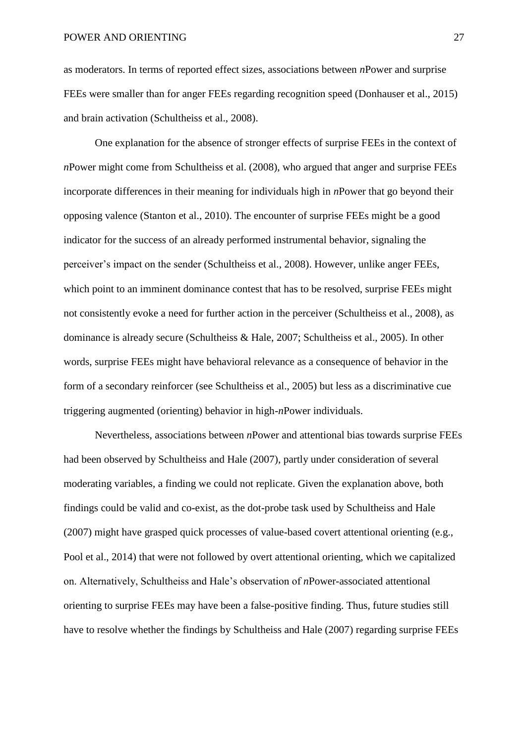as moderators. In terms of reported effect sizes, associations between *n*Power and surprise FEEs were smaller than for anger FEEs regarding recognition speed (Donhauser et al., 2015) and brain activation (Schultheiss et al., 2008).

One explanation for the absence of stronger effects of surprise FEEs in the context of *n*Power might come from Schultheiss et al. (2008), who argued that anger and surprise FEEs incorporate differences in their meaning for individuals high in *n*Power that go beyond their opposing valence (Stanton et al., 2010). The encounter of surprise FEEs might be a good indicator for the success of an already performed instrumental behavior, signaling the perceiver's impact on the sender (Schultheiss et al., 2008). However, unlike anger FEEs, which point to an imminent dominance contest that has to be resolved, surprise FEEs might not consistently evoke a need for further action in the perceiver (Schultheiss et al., 2008), as dominance is already secure (Schultheiss & Hale, 2007; Schultheiss et al., 2005). In other words, surprise FEEs might have behavioral relevance as a consequence of behavior in the form of a secondary reinforcer (see Schultheiss et al., 2005) but less as a discriminative cue triggering augmented (orienting) behavior in high-*n*Power individuals.

Nevertheless, associations between *n*Power and attentional bias towards surprise FEEs had been observed by Schultheiss and Hale (2007), partly under consideration of several moderating variables, a finding we could not replicate. Given the explanation above, both findings could be valid and co-exist, as the dot-probe task used by Schultheiss and Hale (2007) might have grasped quick processes of value-based covert attentional orienting (e.g., Pool et al., 2014) that were not followed by overt attentional orienting, which we capitalized on. Alternatively, Schultheiss and Hale's observation of *n*Power-associated attentional orienting to surprise FEEs may have been a false-positive finding. Thus, future studies still have to resolve whether the findings by Schultheiss and Hale (2007) regarding surprise FEEs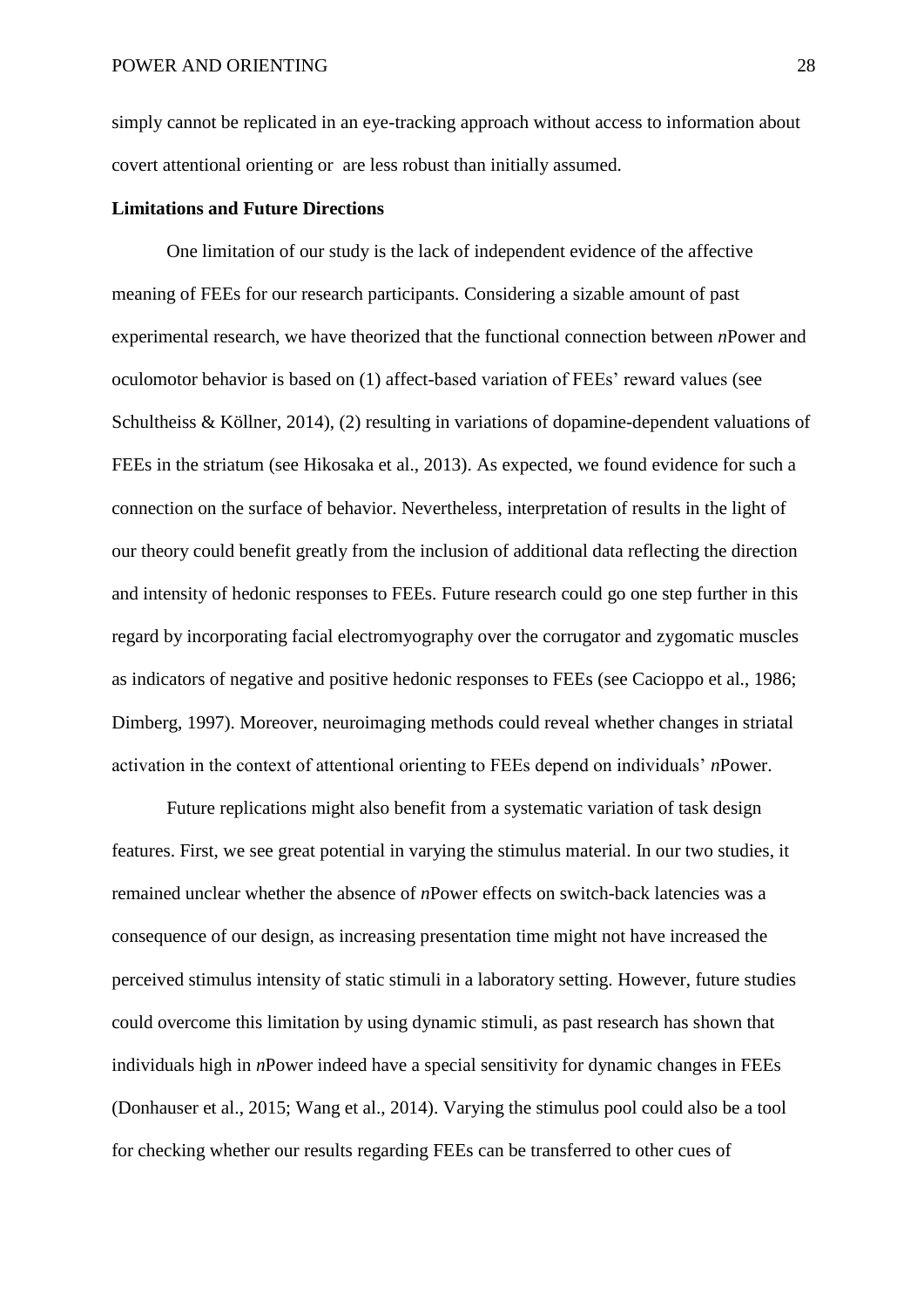simply cannot be replicated in an eye-tracking approach without access to information about covert attentional orienting or are less robust than initially assumed.

**Limitations and Future Directions**

One limitation of our study is the lack of independent evidence of the affective meaning of FEEs for our research participants. Considering a sizable amount of past experimental research, we have theorized that the functional connection between *n*Power and oculomotor behavior is based on (1) affect-based variation of FEEs' reward values (see Schultheiss & Köllner, 2014), (2) resulting in variations of dopamine-dependent valuations of FEEs in the striatum (see Hikosaka et al., 2013). As expected, we found evidence for such a connection on the surface of behavior. Nevertheless, interpretation of results in the light of our theory could benefit greatly from the inclusion of additional data reflecting the direction and intensity of hedonic responses to FEEs. Future research could go one step further in this regard by incorporating facial electromyography over the corrugator and zygomatic muscles as indicators of negative and positive hedonic responses to FEEs (see Cacioppo et al., 1986; Dimberg, 1997). Moreover, neuroimaging methods could reveal whether changes in striatal activation in the context of attentional orienting to FEEs depend on individuals' *n*Power.

Future replications might also benefit from a systematic variation of task design features. First, we see great potential in varying the stimulus material. In our two studies, it remained unclear whether the absence of *n*Power effects on switch-back latencies was a consequence of our design, as increasing presentation time might not have increased the perceived stimulus intensity of static stimuli in a laboratory setting. However, future studies could overcome this limitation by using dynamic stimuli, as past research has shown that individuals high in *n*Power indeed have a special sensitivity for dynamic changes in FEEs (Donhauser et al., 2015; Wang et al., 2014). Varying the stimulus pool could also be a tool for checking whether our results regarding FEEs can be transferred to other cues of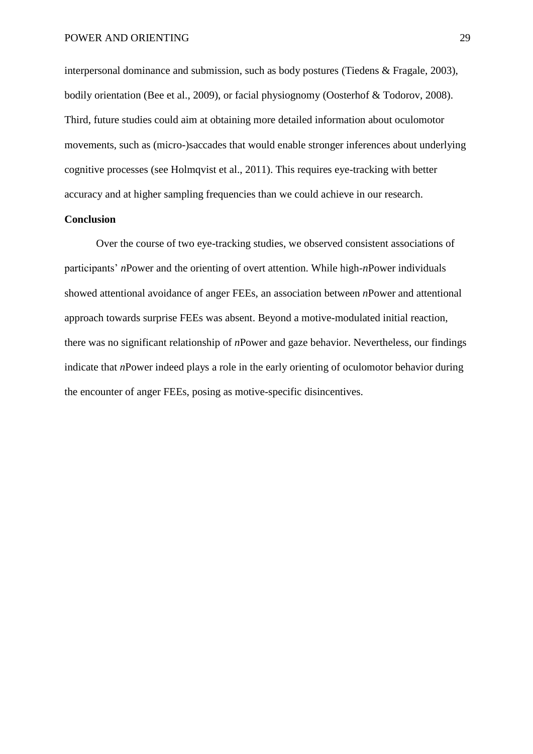interpersonal dominance and submission, such as body postures (Tiedens & Fragale, 2003), bodily orientation (Bee et al., 2009), or facial physiognomy (Oosterhof & Todorov, 2008). Third, future studies could aim at obtaining more detailed information about oculomotor movements, such as (micro-)saccades that would enable stronger inferences about underlying cognitive processes (see Holmqvist et al., 2011). This requires eye-tracking with better accuracy and at higher sampling frequencies than we could achieve in our research.

## Conclusion

Over the course of two eye-tracking studies, we observed consistent associations of participants' *n*Power and the orienting of overt attention. While high-*n*Power individuals showed attentional avoidance of anger FEEs, an association between *n*Power and attentional approach towards surprise FEEs was absent. Beyond a motive-modulated initial reaction, there was no significant relationship of *n*Power and gaze behavior. Nevertheless, our findings indicate that *n*Power indeed plays a role in the early orienting of oculomotor behavior during the encounter of anger FEEs, posing as motive-specific disincentives.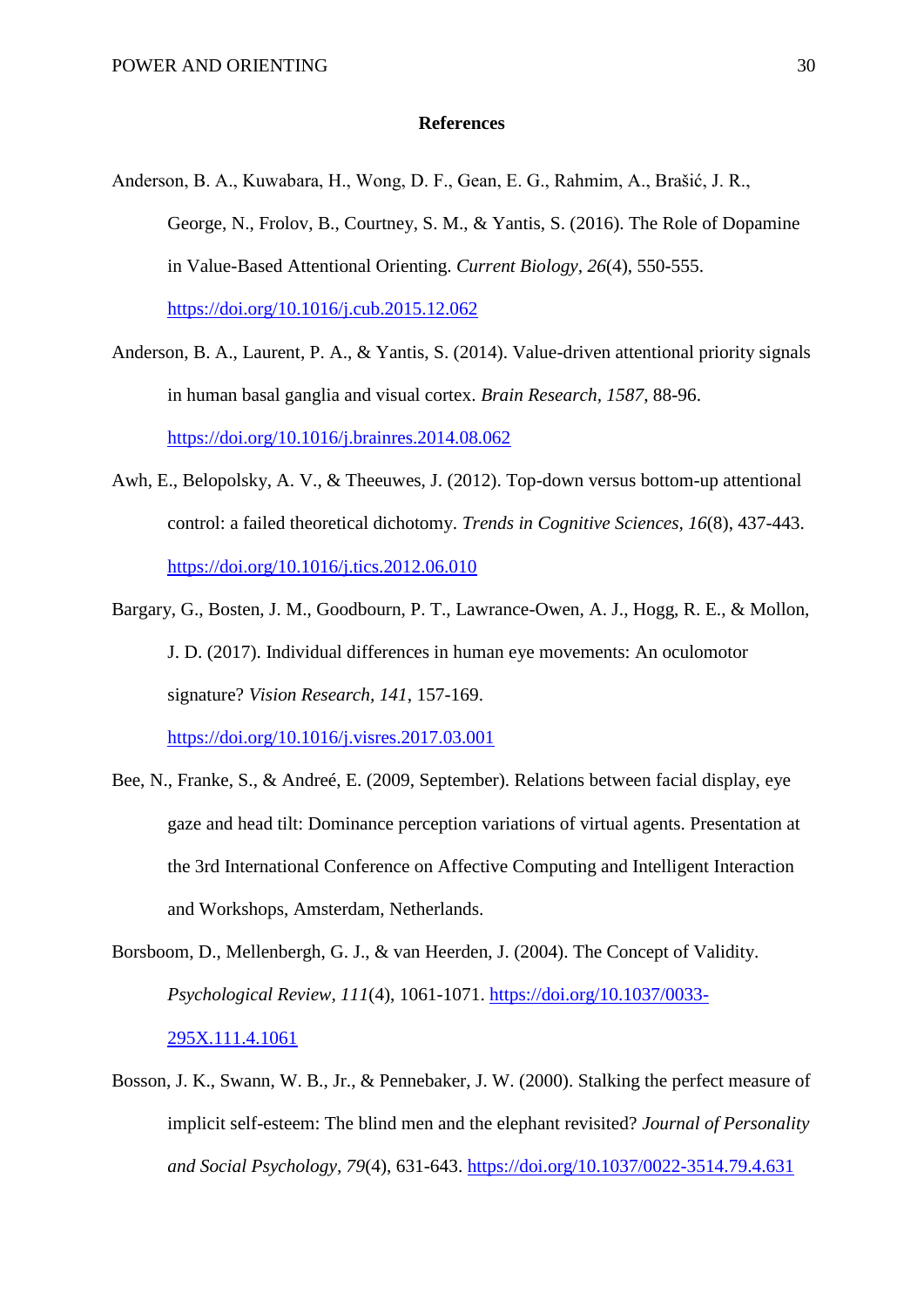## References

Anderson, B. A., Kuwabara, H., Wong, D. F., Gean, E. G., Rahmim, A., Brašić, J. R., George, N., Frolov, B., Courtney, S. M., & Yantis, S. (2016). The Role of Dopamine in Value-Based Attentional Orienting. *Current Biology, 26*(4), 550-555. https://doi.org/10.1016/j.cub.2015.12.062

Anderson, B. A., Laurent, P. A., & Yantis, S. (2014). Value-driven attentional priority signals in human basal ganglia and visual cortex. *Brain Research*, *1587*, 88-96. https://doi.org/10.1016/j.brainres.2014.08.062

Awh, E., Belopolsky, A. V., & Theeuwes, J. (2012). Top-down versus bottom-up attentional control: a failed theoretical dichotomy. *Trends in Cognitive Sciences*, *16*(8), 437-443. https://doi.org/10.1016/j.tics.2012.06.010

Bargary, G., Bosten, J. M., Goodbourn, P. T., Lawrance-Owen, A. J., Hogg, R. E., & Mollon, J. D. (2017). Individual differences in human eye movements: An oculomotor signature? *Vision Research, 141*, 157-169. https://doi.org/10.1016/j.visres.2017.03.001

Bee, N., Franke, S., & Andreé, E. (2009, September). Relations between facial display, eye gaze and head tilt: Dominance perception variations of virtual agents. Presentation at the 3rd International Conference on Affective Computing and Intelligent Interaction and Workshops, Amsterdam, Netherlands.

Borsboom, D., Mellenbergh, G. J., & van Heerden, J. (2004). The Concept of Validity. *Psychological Review*, *111*(4), 1061-1071. https://doi.org/10.1037/0033-295X.111.4.1061

Bosson, J. K., Swann, W. B., Jr., & Pennebaker, J. W. (2000). Stalking the perfect measure of implicit self-esteem: The blind men and the elephant revisited? *Journal of Personality and Social Psychology*, *79*(4), 631-643. https://doi.org/10.1037/0022-3514.79.4.631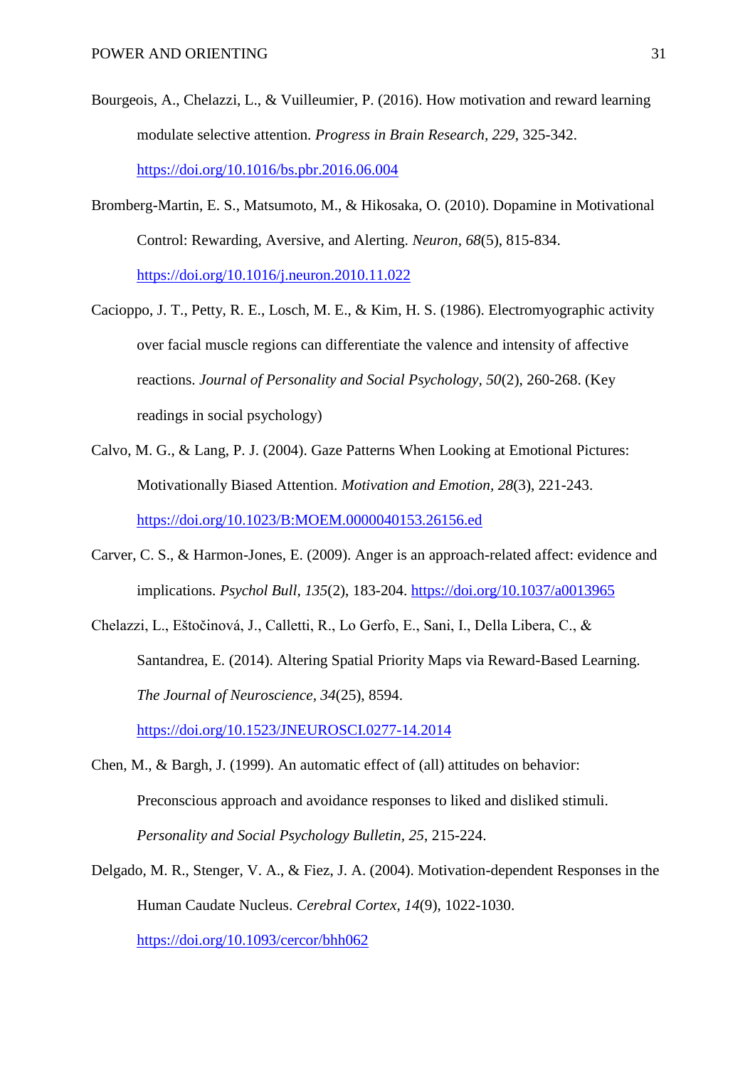Bourgeois, A., Chelazzi, L., & Vuilleumier, P. (2016). How motivation and reward learning modulate selective attention. *Progress in Brain Research, 229*, 325-342. https://doi.org/10.1016/bs.pbr.2016.06.004

Bromberg-Martin, E. S., Matsumoto, M., & Hikosaka, O. (2010). Dopamine in Motivational Control: Rewarding, Aversive, and Alerting. *Neuron, 68*(5), 815-834. https://doi.org/10.1016/j.neuron.2010.11.022

Cacioppo, J. T., Petty, R. E., Losch, M. E., & Kim, H. S. (1986). Electromyographic activity over facial muscle regions can differentiate the valence and intensity of affective reactions. *Journal of Personality and Social Psychology*, *50*(2), 260-268. (Key readings in social psychology)

Calvo, M. G., & Lang, P. J. (2004). Gaze Patterns When Looking at Emotional Pictures: Motivationally Biased Attention. *Motivation and Emotion, 28*(3), 221-243. https://doi.org/10.1023/B:MOEM.0000040153.26156.ed

Carver, C. S., & Harmon-Jones, E. (2009). Anger is an approach-related affect: evidence and implications. *Psychol Bull, 135*(2), 183-204. https://doi.org/10.1037/a0013965

Chelazzi, L., Eštočinová, J., Calletti, R., Lo Gerfo, E., Sani, I., Della Libera, C., & Santandrea, E. (2014). Altering Spatial Priority Maps via Reward-Based Learning. *The Journal of Neuroscience, 34*(25), 8594. https://doi.org/10.1523/JNEUROSCI.0277-14.2014

Chen, M., & Bargh, J. (1999). An automatic effect of (all) attitudes on behavior: Preconscious approach and avoidance responses to liked and disliked stimuli. *Personality and Social Psychology Bulletin*, *25*, 215-224.

Delgado, M. R., Stenger, V. A., & Fiez, J. A. (2004). Motivation-dependent Responses in the Human Caudate Nucleus. *Cerebral Cortex, 14*(9), 1022-1030. https://doi.org/10.1093/cercor/bhh062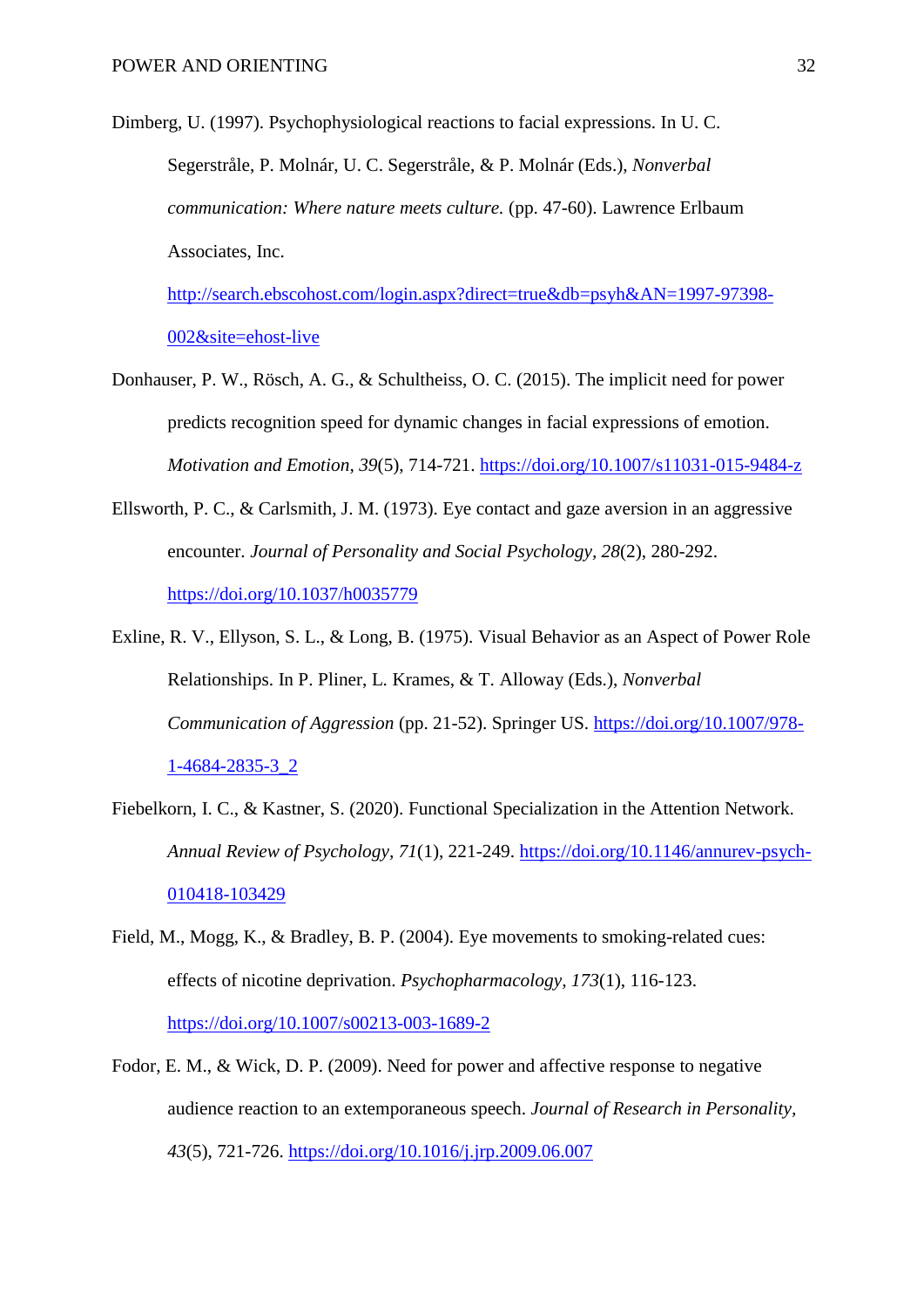Dimberg, U. (1997). Psychophysiological reactions to facial expressions. In U. C. Segerstråle, P. Molnár, U. C. Segerstråle, & P. Molnár (Eds.), *Nonverbal communication: Where nature meets culture.* (pp. 47-60). Lawrence Erlbaum Associates, Inc. http://search.ebscohost.com/login.aspx?direct=true&db=psyh&AN=1997-97398-002&site=ehost-live

Donhauser, P. W., Rösch, A. G., & Schultheiss, O. C. (2015). The implicit need for power predicts recognition speed for dynamic changes in facial expressions of emotion. *Motivation and Emotion*, *39*(5), 714-721. https://doi.org/10.1007/s11031-015-9484-z

Ellsworth, P. C., & Carlsmith, J. M. (1973). Eye contact and gaze aversion in an aggressive encounter. *Journal of Personality and Social Psychology*, *28*(2), 280-292. https://doi.org/10.1037/h0035779

Exline, R. V., Ellyson, S. L., & Long, B. (1975). Visual Behavior as an Aspect of Power Role Relationships. In P. Pliner, L. Krames, & T. Alloway (Eds.), *Nonverbal Communication of Aggression* (pp. 21-52). Springer US. https://doi.org/10.1007/978-1-4684-2835-3_2

Fiebelkorn, I. C., & Kastner, S. (2020). Functional Specialization in the Attention Network. *Annual Review of Psychology*, *71*(1), 221-249. https://doi.org/10.1146/annurev-psych-010418-103429

Field, M., Mogg, K., & Bradley, B. P. (2004). Eye movements to smoking-related cues: effects of nicotine deprivation. *Psychopharmacology*, *173*(1), 116-123. https://doi.org/10.1007/s00213-003-1689-2

Fodor, E. M., & Wick, D. P. (2009). Need for power and affective response to negative audience reaction to an extemporaneous speech. *Journal of Research in Personality*, *43*(5), 721-726. https://doi.org/10.1016/j.jrp.2009.06.007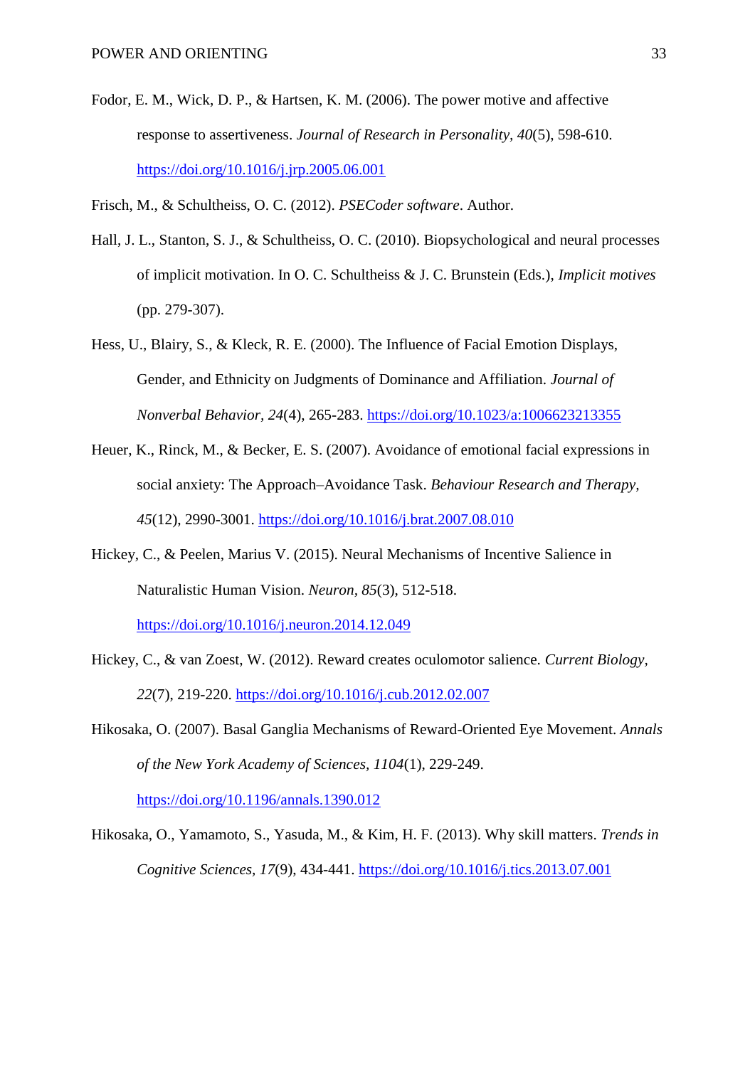Fodor, E. M., Wick, D. P., & Hartsen, K. M. (2006). The power motive and affective response to assertiveness. *Journal of Research in Personality, 40*(5), 598-610. https://doi.org/10.1016/j.jrp.2005.06.001

Frisch, M., & Schultheiss, O. C. (2012). *PSECoder software*. Author.

Hall, J. L., Stanton, S. J., & Schultheiss, O. C. (2010). Biopsychological and neural processes of implicit motivation. In O. C. Schultheiss & J. C. Brunstein (Eds.), *Implicit motives* (pp. 279-307).

Hess, U., Blairy, S., & Kleck, R. E. (2000). The Influence of Facial Emotion Displays, Gender, and Ethnicity on Judgments of Dominance and Affiliation. *Journal of Nonverbal Behavior, 24*(4), 265-283. https://doi.org/10.1023/a:1006623213355

Heuer, K., Rinck, M., & Becker, E. S. (2007). Avoidance of emotional facial expressions in social anxiety: The Approach–Avoidance Task. *Behaviour Research and Therapy, 45*(12), 2990-3001. https://doi.org/10.1016/j.brat.2007.08.010

Hickey, C., & Peelen, Marius V. (2015). Neural Mechanisms of Incentive Salience in Naturalistic Human Vision. *Neuron, 85*(3), 512-518. https://doi.org/10.1016/j.neuron.2014.12.049

Hickey, C., & van Zoest, W. (2012). Reward creates oculomotor salience. *Current Biology, 22*(7), 219-220. https://doi.org/10.1016/j.cub.2012.02.007

Hikosaka, O. (2007). Basal Ganglia Mechanisms of Reward-Oriented Eye Movement. *Annals of the New York Academy of Sciences, 1104*(1), 229-249. https://doi.org/10.1196/annals.1390.012

Hikosaka, O., Yamamoto, S., Yasuda, M., & Kim, H. F. (2013). Why skill matters. *Trends in Cognitive Sciences, 17*(9), 434-441. https://doi.org/10.1016/j.tics.2013.07.001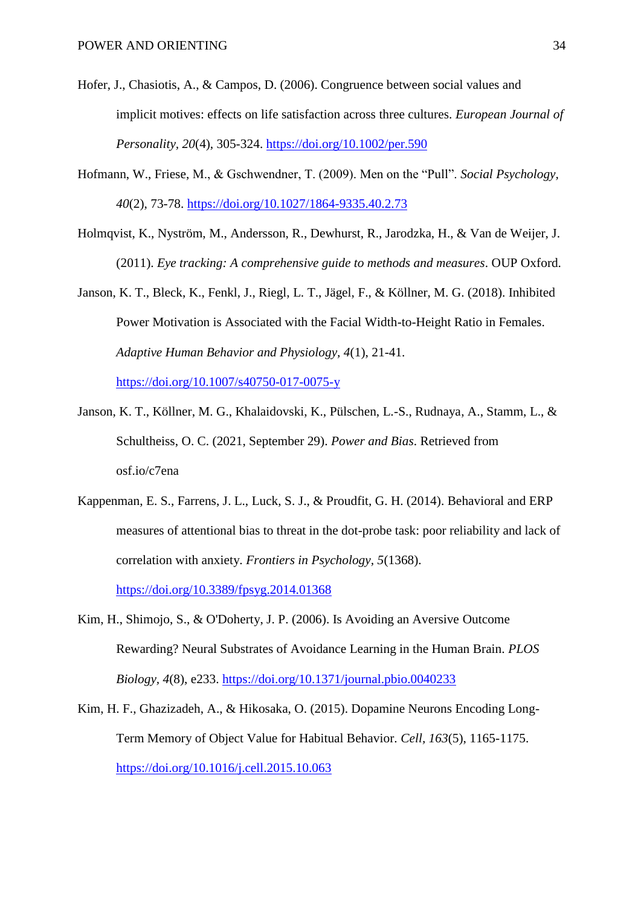Hofer, J., Chasiotis, A., & Campos, D. (2006). Congruence between social values and implicit motives: effects on life satisfaction across three cultures. *European Journal of Personality*, *20*(4), 305-324. https://doi.org/10.1002/per.590

Hofmann, W., Friese, M., & Gschwendner, T. (2009). Men on the "Pull". *Social Psychology*, *40*(2), 73-78. https://doi.org/10.1027/1864-9335.40.2.73

Holmqvist, K., Nyström, M., Andersson, R., Dewhurst, R., Jarodzka, H., & Van de Weijer, J. (2011). *Eye tracking: A comprehensive guide to methods and measures*. OUP Oxford.

Janson, K. T., Bleck, K., Fenkl, J., Riegl, L. T., Jägel, F., & Köllner, M. G. (2018). Inhibited Power Motivation is Associated with the Facial Width-to-Height Ratio in Females. *Adaptive Human Behavior and Physiology*, *4*(1), 21-41. https://doi.org/10.1007/s40750-017-0075-y

Janson, K. T., Köllner, M. G., Khalaidovski, K., Pülschen, L.-S., Rudnaya, A., Stamm, L., & Schultheiss, O. C. (2021, September 29). *Power and Bias*. Retrieved from osf.io/c7ena

Kappenman, E. S., Farrens, J. L., Luck, S. J., & Proudfit, G. H. (2014). Behavioral and ERP measures of attentional bias to threat in the dot-probe task: poor reliability and lack of correlation with anxiety. *Frontiers in Psychology*, *5*(1368). https://doi.org/10.3389/fpsyg.2014.01368

Kim, H., Shimojo, S., & O'Doherty, J. P. (2006). Is Avoiding an Aversive Outcome Rewarding? Neural Substrates of Avoidance Learning in the Human Brain. *PLOS Biology*, *4*(8), e233. https://doi.org/10.1371/journal.pbio.0040233

Kim, H. F., Ghazizadeh, A., & Hikosaka, O. (2015). Dopamine Neurons Encoding Long-Term Memory of Object Value for Habitual Behavior. *Cell*, *163*(5), 1165-1175. https://doi.org/10.1016/j.cell.2015.10.063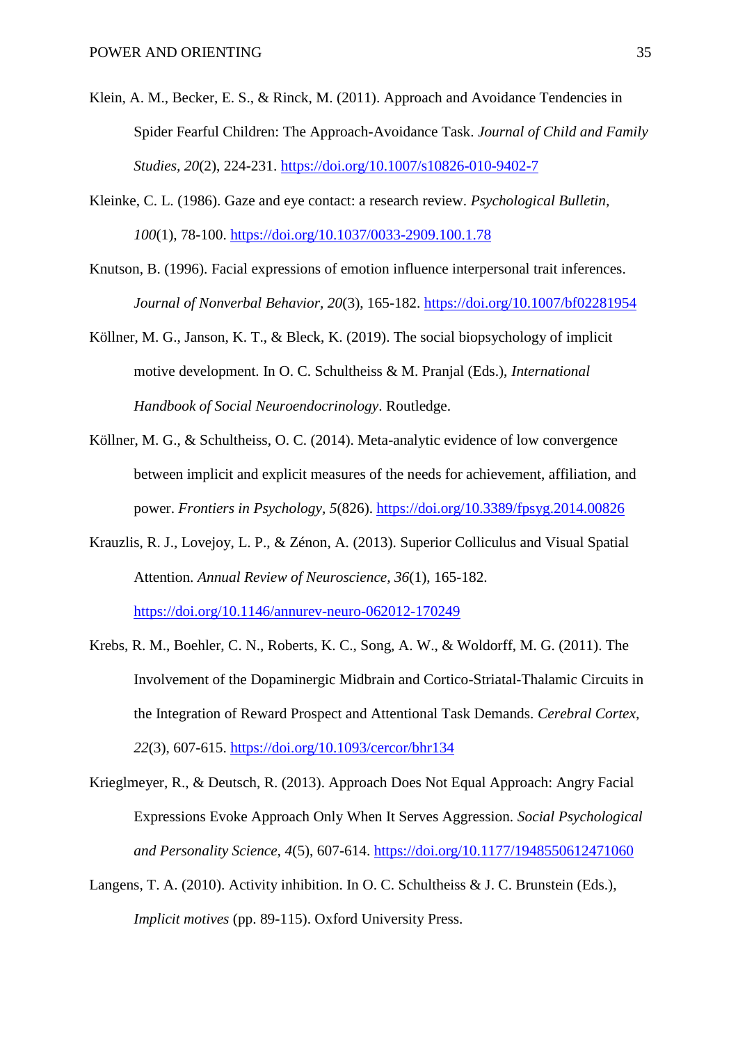Klein, A. M., Becker, E. S., & Rinck, M. (2011). Approach and Avoidance Tendencies in Spider Fearful Children: The Approach-Avoidance Task. *Journal of Child and Family Studies, 20*(2), 224-231. https://doi.org/10.1007/s10826-010-9402-7

Kleinke, C. L. (1986). Gaze and eye contact: a research review. *Psychological Bulletin, 100*(1), 78-100. https://doi.org/10.1037/0033-2909.100.1.78

Knutson, B. (1996). Facial expressions of emotion influence interpersonal trait inferences. *Journal of Nonverbal Behavior, 20*(3), 165-182. https://doi.org/10.1007/bf02281954

Köllner, M. G., Janson, K. T., & Bleck, K. (2019). The social biopsychology of implicit motive development. In O. C. Schultheiss & M. Pranjal (Eds.), *International Handbook of Social Neuroendocrinology*. Routledge.

Köllner, M. G., & Schultheiss, O. C. (2014). Meta-analytic evidence of low convergence between implicit and explicit measures of the needs for achievement, affiliation, and power. *Frontiers in Psychology, 5*(826). https://doi.org/10.3389/fpsyg.2014.00826

Krauzlis, R. J., Lovejoy, L. P., & Zénon, A. (2013). Superior Colliculus and Visual Spatial Attention. *Annual Review of Neuroscience, 36*(1), 165-182. https://doi.org/10.1146/annurev-neuro-062012-170249

Krebs, R. M., Boehler, C. N., Roberts, K. C., Song, A. W., & Woldorff, M. G. (2011). The Involvement of the Dopaminergic Midbrain and Cortico-Striatal-Thalamic Circuits in the Integration of Reward Prospect and Attentional Task Demands. *Cerebral Cortex, 22*(3), 607-615. https://doi.org/10.1093/cercor/bhr134

Krieglmeyer, R., & Deutsch, R. (2013). Approach Does Not Equal Approach: Angry Facial Expressions Evoke Approach Only When It Serves Aggression. *Social Psychological and Personality Science, 4*(5), 607-614. https://doi.org/10.1177/1948550612471060

Langens, T. A. (2010). Activity inhibition. In O. C. Schultheiss & J. C. Brunstein (Eds.), *Implicit motives* (pp. 89-115). Oxford University Press.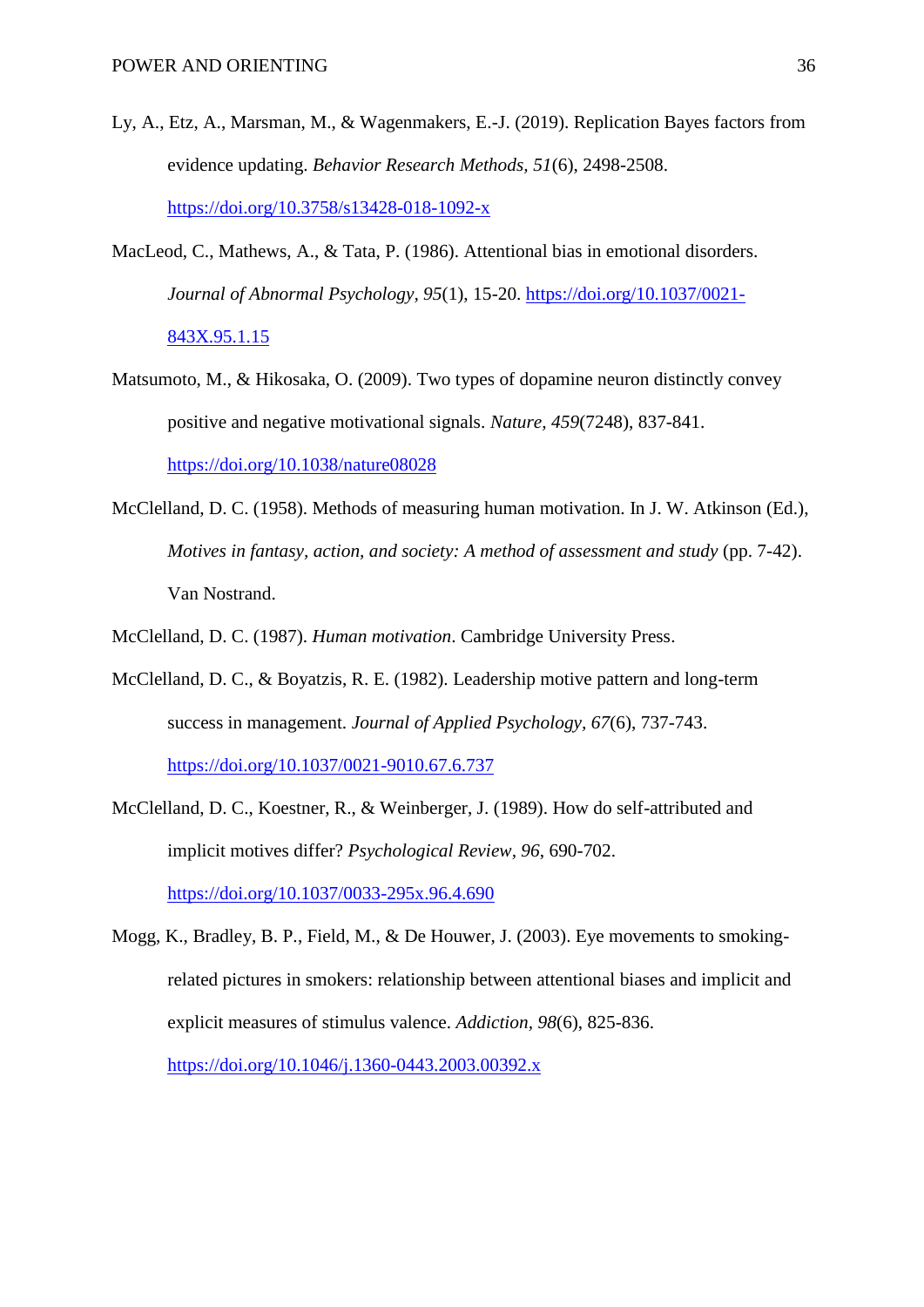Ly, A., Etz, A., Marsman, M., & Wagenmakers, E.-J. (2019). Replication Bayes factors from evidence updating. *Behavior Research Methods, 51*(6), 2498-2508. https://doi.org/10.3758/s13428-018-1092-x

MacLeod, C., Mathews, A., & Tata, P. (1986). Attentional bias in emotional disorders. *Journal of Abnormal Psychology, 95*(1), 15-20. https://doi.org/10.1037/0021-843X.95.1.15

Matsumoto, M., & Hikosaka, O. (2009). Two types of dopamine neuron distinctly convey positive and negative motivational signals. *Nature, 459*(7248), 837-841. https://doi.org/10.1038/nature08028

McClelland, D. C. (1958). Methods of measuring human motivation. In J. W. Atkinson (Ed.), *Motives in fantasy, action, and society: A method of assessment and study* (pp. 7-42). Van Nostrand.

McClelland, D. C. (1987). *Human motivation*. Cambridge University Press.

McClelland, D. C., & Boyatzis, R. E. (1982). Leadership motive pattern and long-term success in management. *Journal of Applied Psychology, 67*(6), 737-743. https://doi.org/10.1037/0021-9010.67.6.737

McClelland, D. C., Koestner, R., & Weinberger, J. (1989). How do self-attributed and implicit motives differ? *Psychological Review, 96*, 690-702. https://doi.org/10.1037/0033-295x.96.4.690

Mogg, K., Bradley, B. P., Field, M., & De Houwer, J. (2003). Eye movements to smoking-related pictures in smokers: relationship between attentional biases and implicit and explicit measures of stimulus valence. *Addiction, 98*(6), 825-836. https://doi.org/10.1046/j.1360-0443.2003.00392.x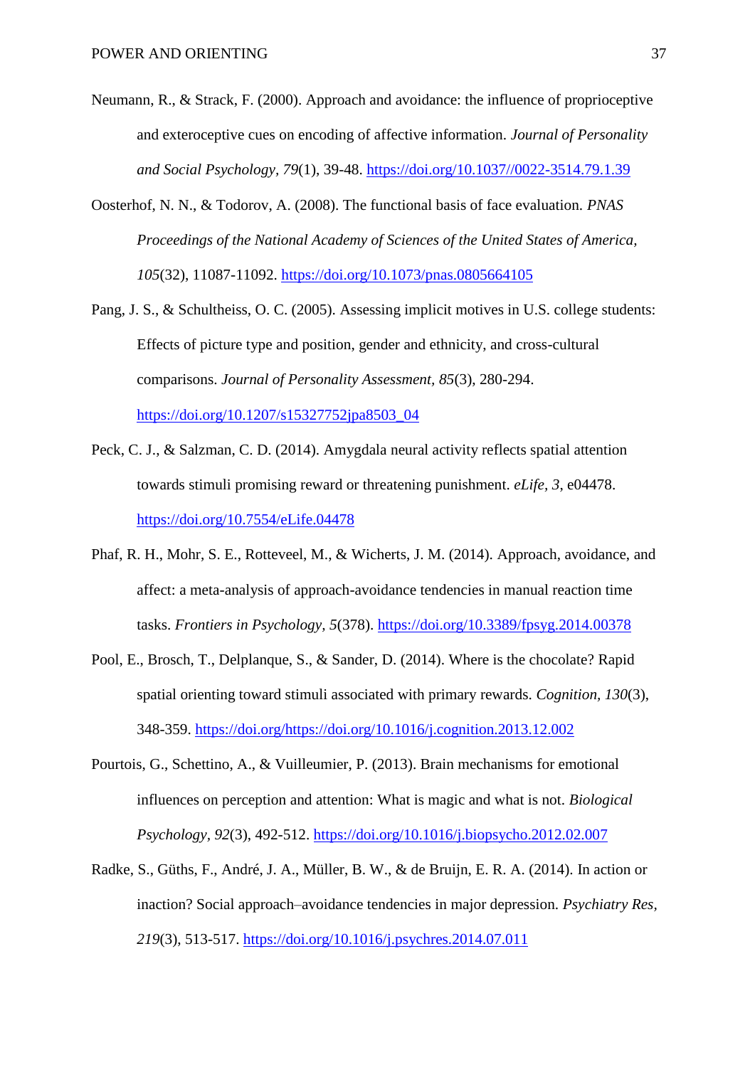Neumann, R., & Strack, F. (2000). Approach and avoidance: the influence of proprioceptive and exteroceptive cues on encoding of affective information. *Journal of Personality and Social Psychology, 79*(1), 39-48. https://doi.org/10.1037//0022-3514.79.1.39

Oosterhof, N. N., & Todorov, A. (2008). The functional basis of face evaluation. *PNAS Proceedings of the National Academy of Sciences of the United States of America, 105*(32), 11087-11092. https://doi.org/10.1073/pnas.0805664105

Pang, J. S., & Schultheiss, O. C. (2005). Assessing implicit motives in U.S. college students: Effects of picture type and position, gender and ethnicity, and cross-cultural comparisons. *Journal of Personality Assessment, 85*(3), 280-294. https://doi.org/10.1207/s15327752jpa8503_04

Peck, C. J., & Salzman, C. D. (2014). Amygdala neural activity reflects spatial attention towards stimuli promising reward or threatening punishment. *eLife, 3*, e04478. https://doi.org/10.7554/eLife.04478

Phaf, R. H., Mohr, S. E., Rotteveel, M., & Wicherts, J. M. (2014). Approach, avoidance, and affect: a meta-analysis of approach-avoidance tendencies in manual reaction time tasks. *Frontiers in Psychology, 5*(378). https://doi.org/10.3389/fpsyg.2014.00378

Pool, E., Brosch, T., Delplanque, S., & Sander, D. (2014). Where is the chocolate? Rapid spatial orienting toward stimuli associated with primary rewards. *Cognition, 130*(3), 348-359. https://doi.org/https://doi.org/10.1016/j.cognition.2013.12.002

Pourtois, G., Schettino, A., & Vuilleumier, P. (2013). Brain mechanisms for emotional influences on perception and attention: What is magic and what is not. *Biological Psychology, 92*(3), 492-512. https://doi.org/10.1016/j.biopsycho.2012.02.007

Radke, S., Güths, F., André, J. A., Müller, B. W., & de Bruijn, E. R. A. (2014). In action or inaction? Social approach–avoidance tendencies in major depression. *Psychiatry Res, 219*(3), 513-517. https://doi.org/10.1016/j.psychres.2014.07.011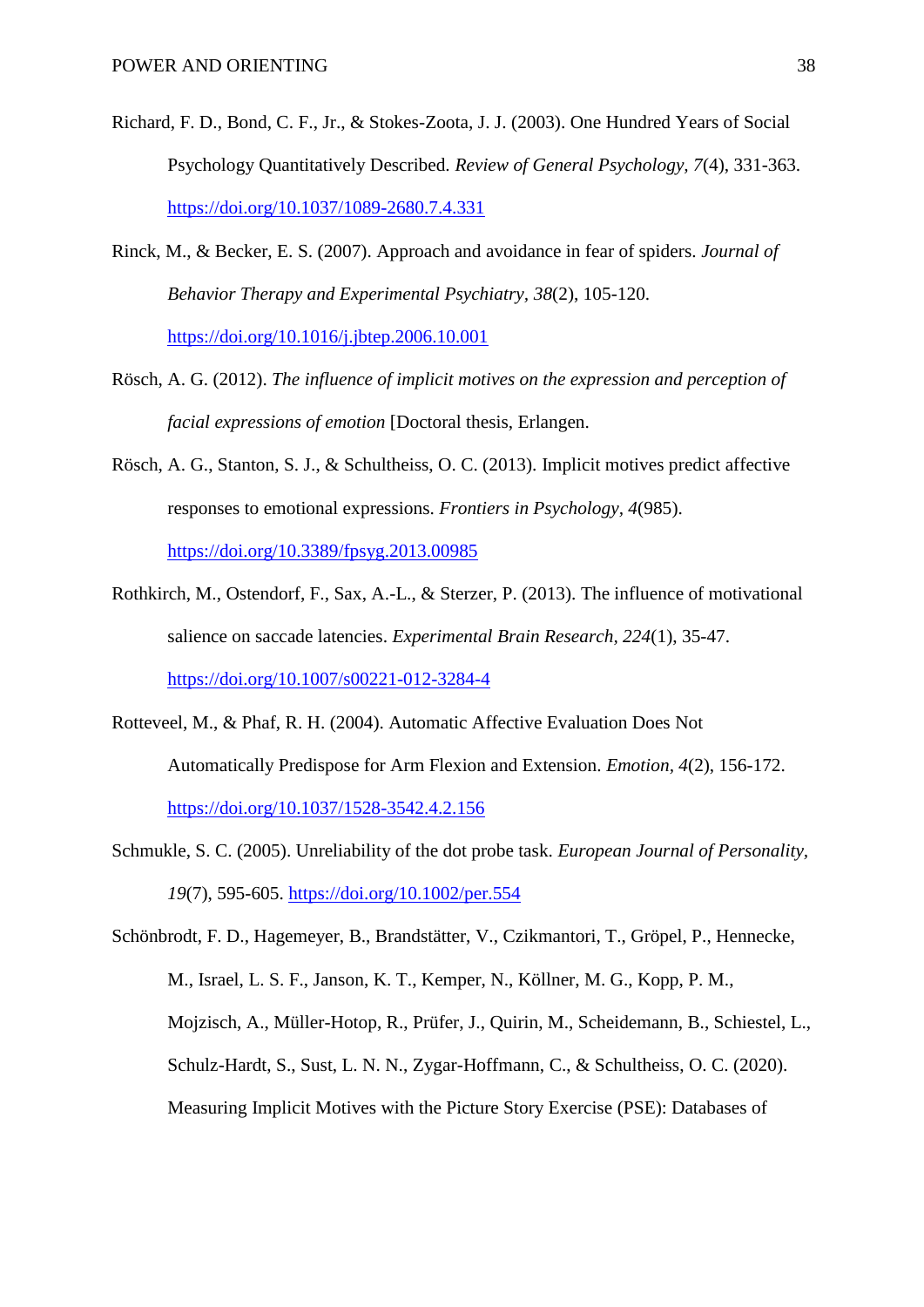Richard, F. D., Bond, C. F., Jr., & Stokes-Zoota, J. J. (2003). One Hundred Years of Social Psychology Quantitatively Described. *Review of General Psychology, 7*(4), 331-363. https://doi.org/10.1037/1089-2680.7.4.331

Rinck, M., & Becker, E. S. (2007). Approach and avoidance in fear of spiders. *Journal of Behavior Therapy and Experimental Psychiatry, 38*(2), 105-120. https://doi.org/10.1016/j.jbtep.2006.10.001

Rösch, A. G. (2012). *The influence of implicit motives on the expression and perception of facial expressions of emotion* [Doctoral thesis, Erlangen.

Rösch, A. G., Stanton, S. J., & Schultheiss, O. C. (2013). Implicit motives predict affective responses to emotional expressions. *Frontiers in Psychology, 4*(985). https://doi.org/10.3389/fpsyg.2013.00985

Rothkirch, M., Ostendorf, F., Sax, A.-L., & Sterzer, P. (2013). The influence of motivational salience on saccade latencies. *Experimental Brain Research, 224*(1), 35-47. https://doi.org/10.1007/s00221-012-3284-4

Rotteveel, M., & Phaf, R. H. (2004). Automatic Affective Evaluation Does Not Automatically Predispose for Arm Flexion and Extension. *Emotion, 4*(2), 156-172. https://doi.org/10.1037/1528-3542.4.2.156

Schmukle, S. C. (2005). Unreliability of the dot probe task. *European Journal of Personality, 19*(7), 595-605. https://doi.org/10.1002/per.554

Schönbrodt, F. D., Hagemeyer, B., Brandstätter, V., Czikmantori, T., Gröpel, P., Hennecke, M., Israel, L. S. F., Janson, K. T., Kemper, N., Köllner, M. G., Kopp, P. M., Mojzisch, A., Müller-Hotop, R., Prüfer, J., Quirin, M., Scheidemann, B., Schiestel, L., Schulz-Hardt, S., Sust, L. N. N., Zygar-Hoffmann, C., & Schultheiss, O. C. (2020). Measuring Implicit Motives with the Picture Story Exercise (PSE): Databases of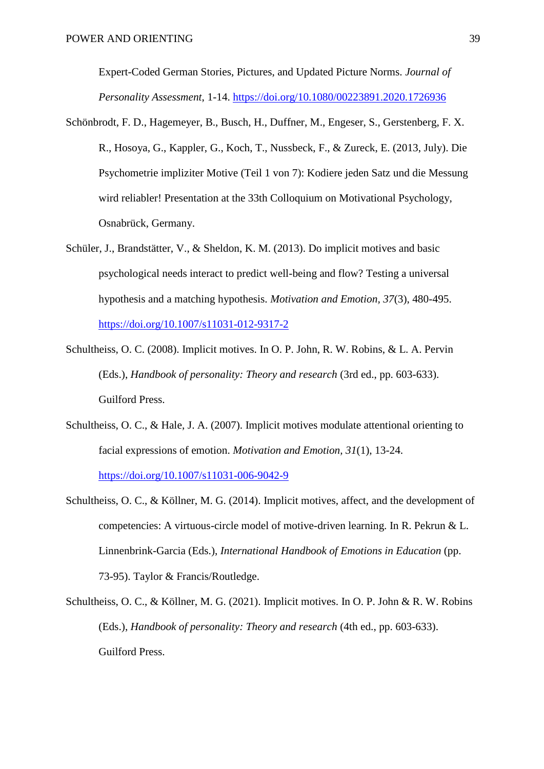Expert-Coded German Stories, Pictures, and Updated Picture Norms. *Journal of Personality Assessment*, 1-14. https://doi.org/10.1080/00223891.2020.1726936

Schönbrodt, F. D., Hagemeyer, B., Busch, H., Duffner, M., Engeser, S., Gerstenberg, F. X. R., Hosoya, G., Kappler, G., Koch, T., Nussbeck, F., & Zureck, E. (2013, July). Die Psychometrie impliziter Motive (Teil 1 von 7): Kodiere jeden Satz und die Messung wird reliabler! Presentation at the 33th Colloquium on Motivational Psychology, Osnabrück, Germany.

Schüler, J., Brandstätter, V., & Sheldon, K. M. (2013). Do implicit motives and basic psychological needs interact to predict well-being and flow? Testing a universal hypothesis and a matching hypothesis. *Motivation and Emotion*, *37*(3), 480-495. https://doi.org/10.1007/s11031-012-9317-2

Schultheiss, O. C. (2008). Implicit motives. In O. P. John, R. W. Robins, & L. A. Pervin (Eds.), *Handbook of personality: Theory and research* (3rd ed., pp. 603-633). Guilford Press.

Schultheiss, O. C., & Hale, J. A. (2007). Implicit motives modulate attentional orienting to facial expressions of emotion. *Motivation and Emotion, 31*(1), 13-24. https://doi.org/10.1007/s11031-006-9042-9

Schultheiss, O. C., & Köllner, M. G. (2014). Implicit motives, affect, and the development of competencies: A virtuous-circle model of motive-driven learning. In R. Pekrun & L. Linnenbrink-Garcia (Eds.), *International Handbook of Emotions in Education* (pp. 73-95). Taylor & Francis/Routledge.

Schultheiss, O. C., & Köllner, M. G. (2021). Implicit motives. In O. P. John & R. W. Robins (Eds.), *Handbook of personality: Theory and research* (4th ed., pp. 603-633). Guilford Press.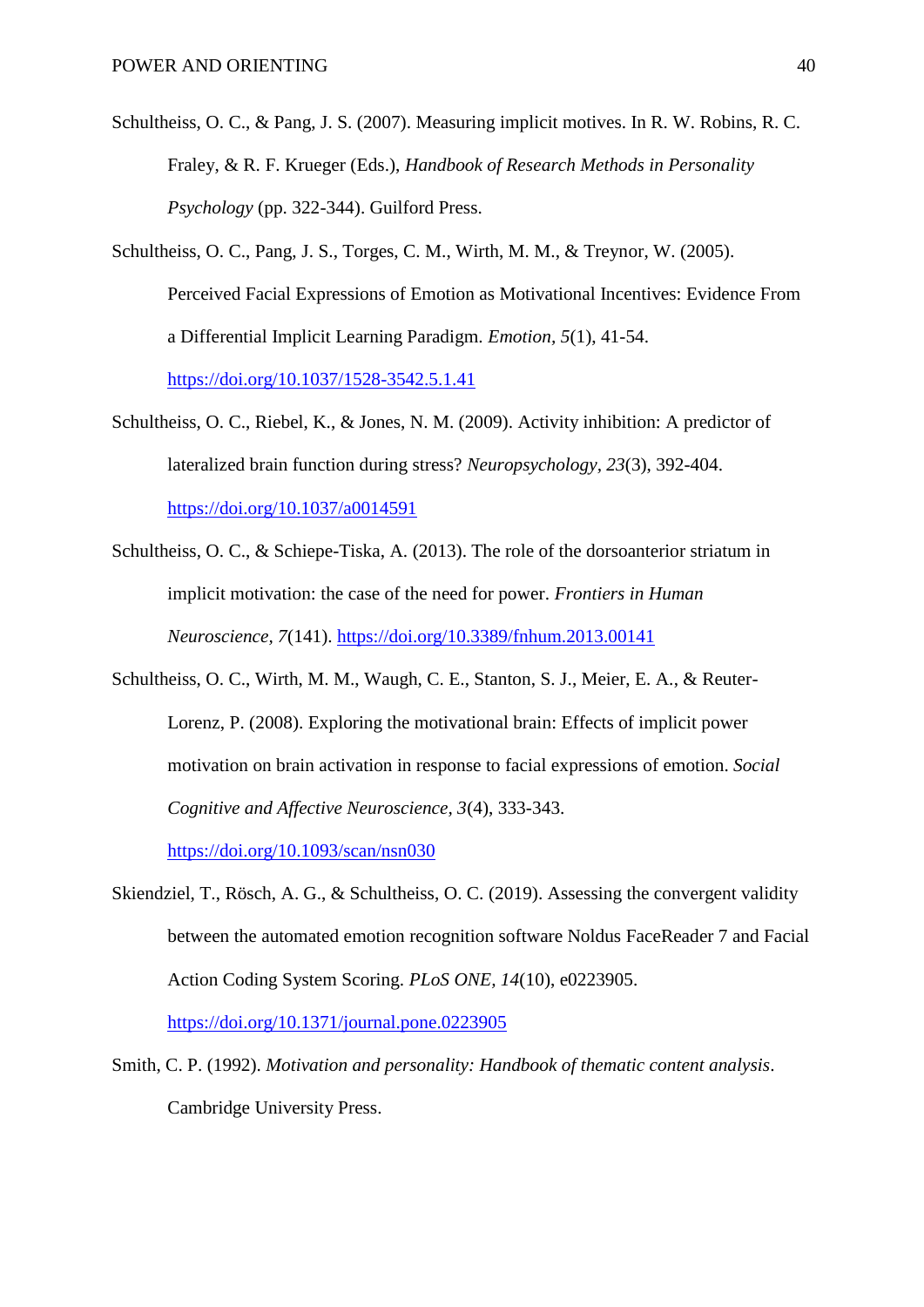Schultheiss, O. C., & Pang, J. S. (2007). Measuring implicit motives. In R. W. Robins, R. C. Fraley, & R. F. Krueger (Eds.), *Handbook of Research Methods in Personality Psychology* (pp. 322-344). Guilford Press.

Schultheiss, O. C., Pang, J. S., Torges, C. M., Wirth, M. M., & Treynor, W. (2005). Perceived Facial Expressions of Emotion as Motivational Incentives: Evidence From a Differential Implicit Learning Paradigm. *Emotion, 5*(1), 41-54. https://doi.org/10.1037/1528-3542.5.1.41

Schultheiss, O. C., Riebel, K., & Jones, N. M. (2009). Activity inhibition: A predictor of lateralized brain function during stress? *Neuropsychology, 23*(3), 392-404. https://doi.org/10.1037/a0014591

Schultheiss, O. C., & Schiepe-Tiska, A. (2013). The role of the dorsoanterior striatum in implicit motivation: the case of the need for power. *Frontiers in Human Neuroscience, 7*(141). https://doi.org/10.3389/fnhum.2013.00141

Schultheiss, O. C., Wirth, M. M., Waugh, C. E., Stanton, S. J., Meier, E. A., & Reuter-Lorenz, P. (2008). Exploring the motivational brain: Effects of implicit power motivation on brain activation in response to facial expressions of emotion. *Social Cognitive and Affective Neuroscience, 3*(4), 333-343. https://doi.org/10.1093/scan/nsn030

Skiendziel, T., Rösch, A. G., & Schultheiss, O. C. (2019). Assessing the convergent validity between the automated emotion recognition software Noldus FaceReader 7 and Facial Action Coding System Scoring. *PLoS ONE, 14*(10), e0223905. https://doi.org/10.1371/journal.pone.0223905

Smith, C. P. (1992). *Motivation and personality: Handbook of thematic content analysis*. Cambridge University Press.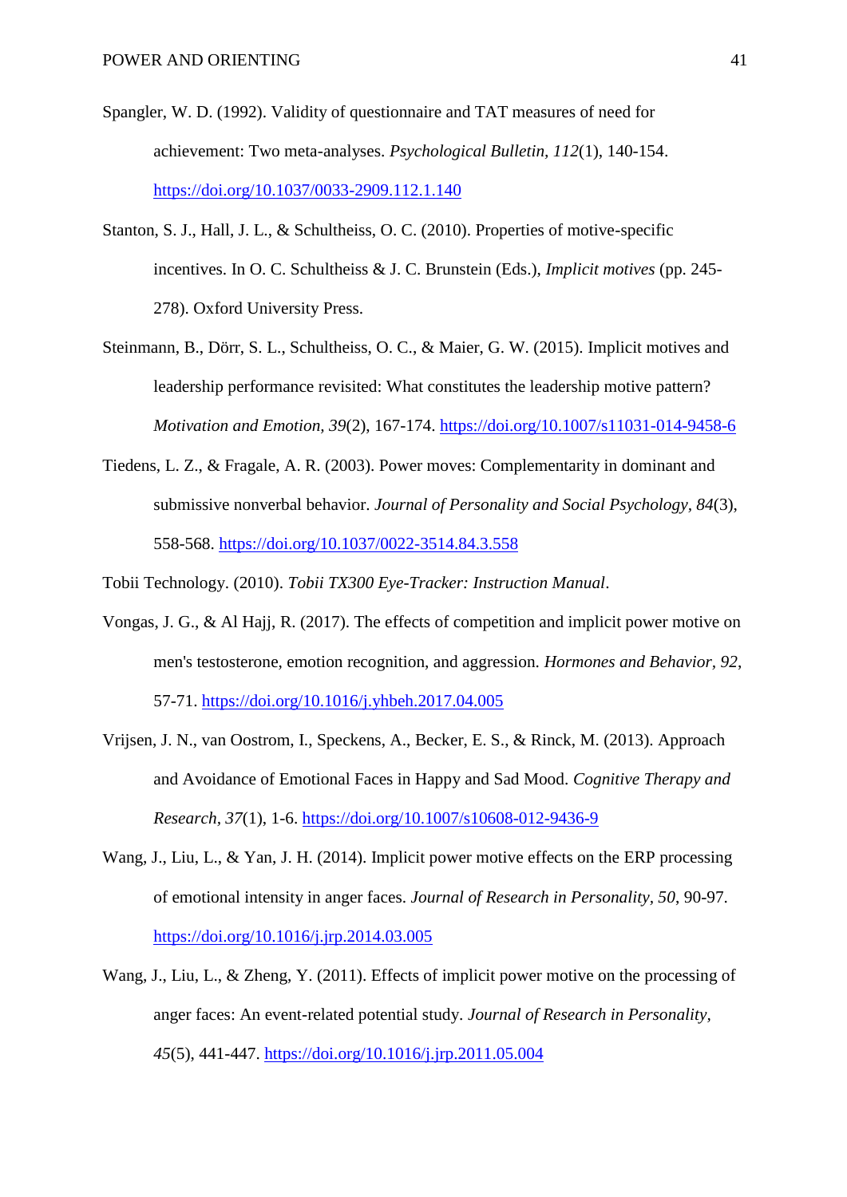Spangler, W. D. (1992). Validity of questionnaire and TAT measures of need for achievement: Two meta-analyses. *Psychological Bulletin, 112*(1), 140-154. https://doi.org/10.1037/0033-2909.112.1.140

Stanton, S. J., Hall, J. L., & Schultheiss, O. C. (2010). Properties of motive-specific incentives. In O. C. Schultheiss & J. C. Brunstein (Eds.), *Implicit motives* (pp. 245-278). Oxford University Press.

Steinmann, B., Dörr, S. L., Schultheiss, O. C., & Maier, G. W. (2015). Implicit motives and leadership performance revisited: What constitutes the leadership motive pattern? *Motivation and Emotion, 39*(2), 167-174. https://doi.org/10.1007/s11031-014-9458-6

Tiedens, L. Z., & Fragale, A. R. (2003). Power moves: Complementarity in dominant and submissive nonverbal behavior. *Journal of Personality and Social Psychology, 84*(3), 558-568. https://doi.org/10.1037/0022-3514.84.3.558

Tobii Technology. (2010). *Tobii TX300 Eye-Tracker: Instruction Manual*.

Vongas, J. G., & Al Hajj, R. (2017). The effects of competition and implicit power motive on men's testosterone, emotion recognition, and aggression. *Hormones and Behavior, 92*, 57-71. https://doi.org/10.1016/j.yhbeh.2017.04.005

Vrijsen, J. N., van Oostrom, I., Speckens, A., Becker, E. S., & Rinck, M. (2013). Approach and Avoidance of Emotional Faces in Happy and Sad Mood. *Cognitive Therapy and Research, 37*(1), 1-6. https://doi.org/10.1007/s10608-012-9436-9

Wang, J., Liu, L., & Yan, J. H. (2014). Implicit power motive effects on the ERP processing of emotional intensity in anger faces. *Journal of Research in Personality, 50*, 90-97. https://doi.org/10.1016/j.jrp.2014.03.005

Wang, J., Liu, L., & Zheng, Y. (2011). Effects of implicit power motive on the processing of anger faces: An event-related potential study. *Journal of Research in Personality, 45*(5), 441-447. https://doi.org/10.1016/j.jrp.2011.05.004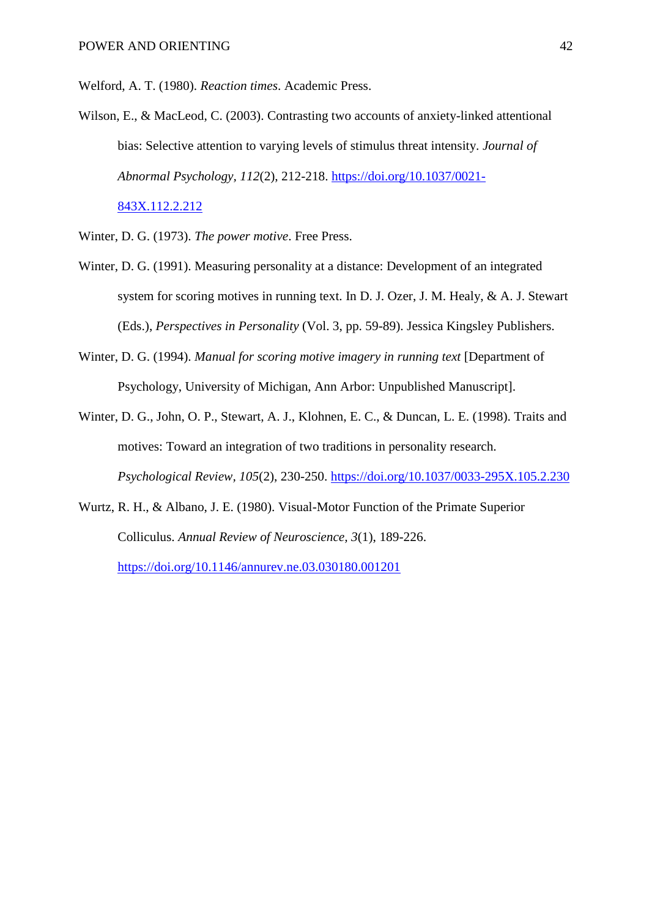Welford, A. T. (1980). *Reaction times*. Academic Press.

Wilson, E., & MacLeod, C. (2003). Contrasting two accounts of anxiety-linked attentional bias: Selective attention to varying levels of stimulus threat intensity. *Journal of Abnormal Psychology*, *112*(2), 212-218. https://doi.org/10.1037/0021-843X.112.2.212

Winter, D. G. (1973). *The power motive*. Free Press.

Winter, D. G. (1991). Measuring personality at a distance: Development of an integrated system for scoring motives in running text. In D. J. Ozer, J. M. Healy, & A. J. Stewart (Eds.), *Perspectives in Personality* (Vol. 3, pp. 59-89). Jessica Kingsley Publishers.

Winter, D. G. (1994). *Manual for scoring motive imagery in running text* [Department of Psychology, University of Michigan, Ann Arbor: Unpublished Manuscript].

Winter, D. G., John, O. P., Stewart, A. J., Klohnen, E. C., & Duncan, L. E. (1998). Traits and motives: Toward an integration of two traditions in personality research. *Psychological Review*, *105*(2), 230-250. https://doi.org/10.1037/0033-295X.105.2.230

Wurtz, R. H., & Albano, J. E. (1980). Visual-Motor Function of the Primate Superior Colliculus. *Annual Review of Neuroscience*, *3*(1), 189-226. https://doi.org/10.1146/annurev.ne.03.030180.001201